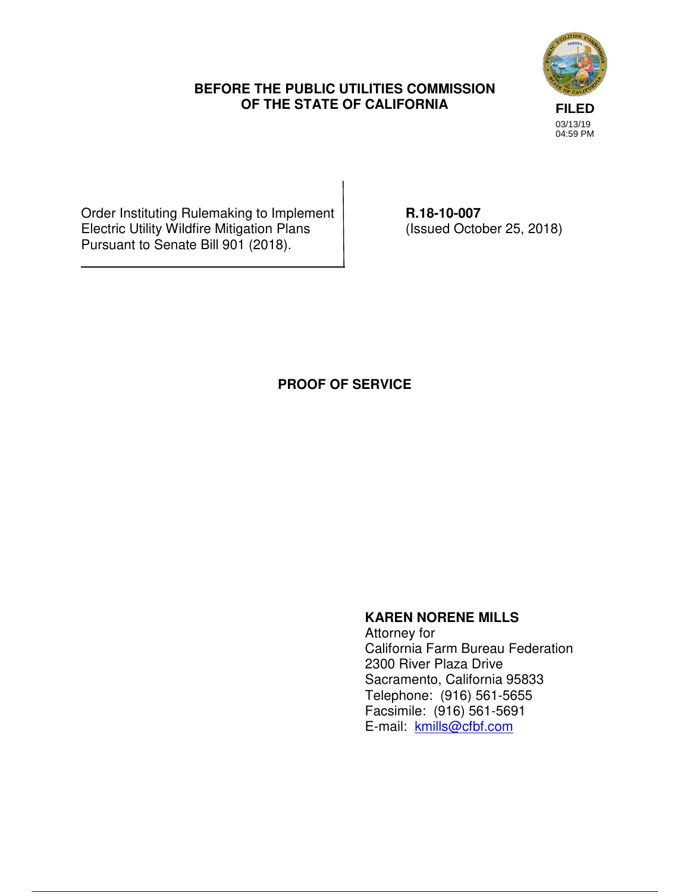**BEFORE THE PUBLIC UTILITIES COMMISSION OF THE STATE OF CALIFORNIA**

**FILED**
03/13/19
04:59 PM

| Order Instituting Rulemaking to Implement Electric Utility Wildfire Mitigation Plans Pursuant to Senate Bill 901 (2018). | **R.18-10-007** (Issued October 25, 2018) |
| --- | --- |

# PROOF OF SERVICE

**KAREN NORENE MILLS**
Attorney for
California Farm Bureau Federation
2300 River Plaza Drive
Sacramento, California 95833
Telephone: (916) 561-5655
Facsimile: (916) 561-5691
E-mail: kmills@cfbf.com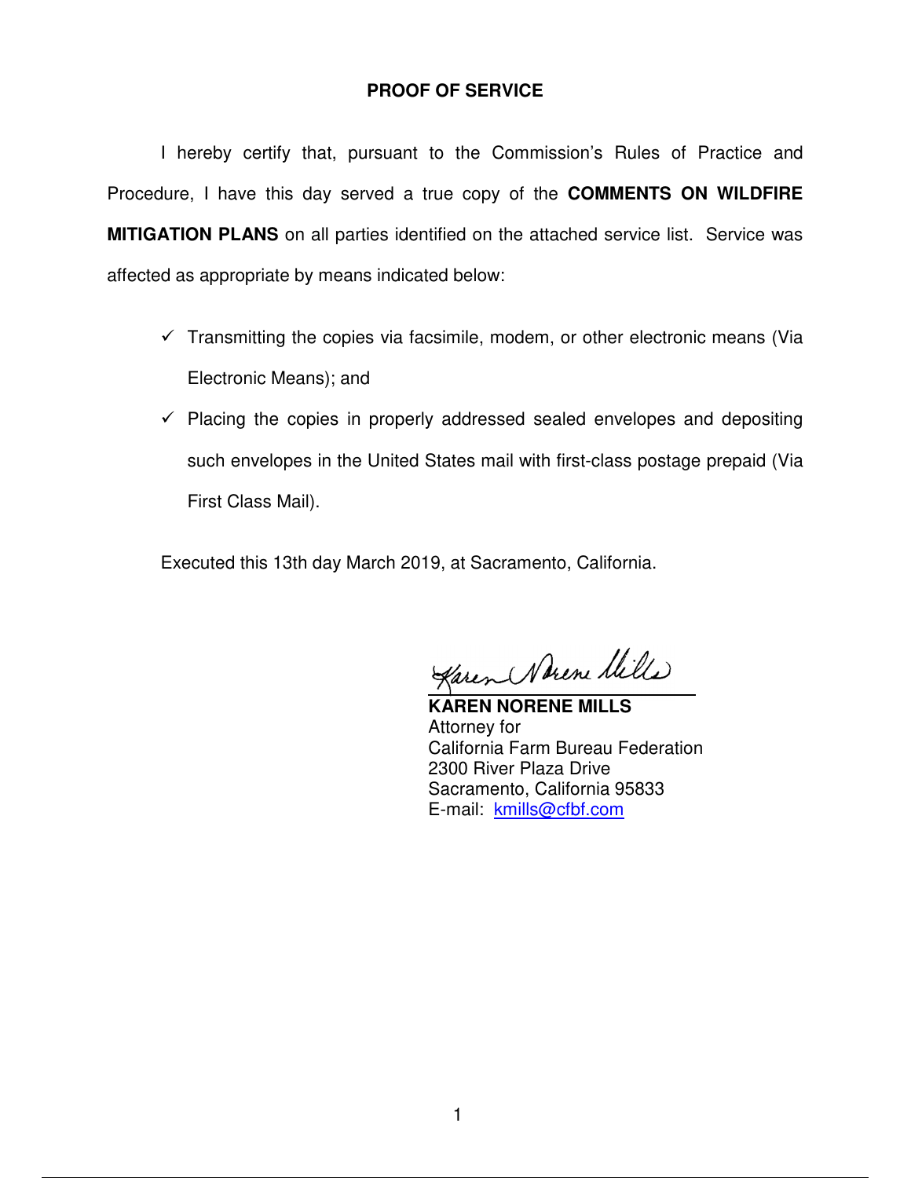## PROOF OF SERVICE

I hereby certify that, pursuant to the Commission's Rules of Practice and Procedure, I have this day served a true copy of the **COMMENTS ON WILDFIRE MITIGATION PLANS** on all parties identified on the attached service list. Service was affected as appropriate by means indicated below:

- ✓ Transmitting the copies via facsimile, modem, or other electronic means (Via Electronic Means); and
- ✓ Placing the copies in properly addressed sealed envelopes and depositing such envelopes in the United States mail with first-class postage prepaid (Via First Class Mail).

Executed this 13th day March 2019, at Sacramento, California.

Karen Norene Mills

**KAREN NORENE MILLS**
Attorney for
California Farm Bureau Federation
2300 River Plaza Drive
Sacramento, California 95833
E-mail: kmills@cfbf.com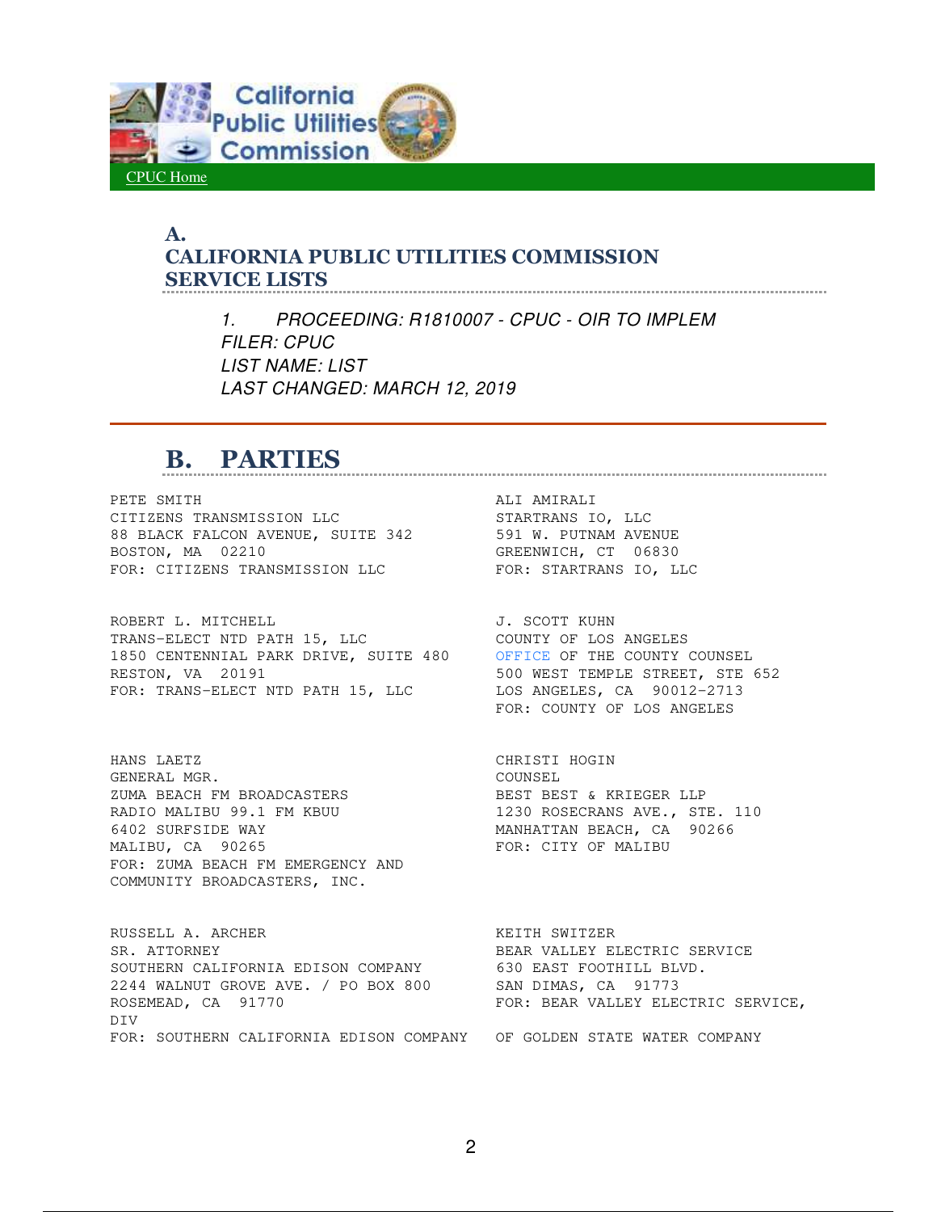CPUC Home

## A. CALIFORNIA PUBLIC UTILITIES COMMISSION SERVICE LISTS

1. *PROCEEDING: R1810007 - CPUC - OIR TO IMPLEM*
   *FILER: CPUC*
   *LIST NAME: LIST*
   *LAST CHANGED: MARCH 12, 2019*

## B. PARTIES

PETE SMITH
CITIZENS TRANSMISSION LLC
88 BLACK FALCON AVENUE, SUITE 342
BOSTON, MA 02210
FOR: CITIZENS TRANSMISSION LLC

ALI AMIRALI
STARTRANS IO, LLC
591 W. PUTNAM AVENUE
GREENWICH, CT 06830
FOR: STARTRANS IO, LLC

ROBERT L. MITCHELL
TRANS-ELECT NTD PATH 15, LLC
1850 CENTENNIAL PARK DRIVE, SUITE 480
RESTON, VA 20191
FOR: TRANS-ELECT NTD PATH 15, LLC

J. SCOTT KUHN
COUNTY OF LOS ANGELES
OFFICE OF THE COUNTY COUNSEL
500 WEST TEMPLE STREET, STE 652
LOS ANGELES, CA 90012-2713
FOR: COUNTY OF LOS ANGELES

HANS LAETZ
GENERAL MGR.
ZUMA BEACH FM BROADCASTERS
RADIO MALIBU 99.1 FM KBUU
6402 SURFSIDE WAY
MALIBU, CA 90265
FOR: ZUMA BEACH FM EMERGENCY AND COMMUNITY BROADCASTERS, INC.

CHRISTI HOGIN
COUNSEL
BEST BEST & KRIEGER LLP
1230 ROSECRANS AVE., STE. 110
MANHATTAN BEACH, CA 90266
FOR: CITY OF MALIBU

RUSSELL A. ARCHER
SR. ATTORNEY
SOUTHERN CALIFORNIA EDISON COMPANY
2244 WALNUT GROVE AVE. / PO BOX 800
ROSEMEAD, CA 91770
FOR: SOUTHERN CALIFORNIA EDISON COMPANY

KEITH SWITZER
BEAR VALLEY ELECTRIC SERVICE
630 EAST FOOTHILL BLVD.
SAN DIMAS, CA 91773
FOR: BEAR VALLEY ELECTRIC SERVICE, DIV OF GOLDEN STATE WATER COMPANY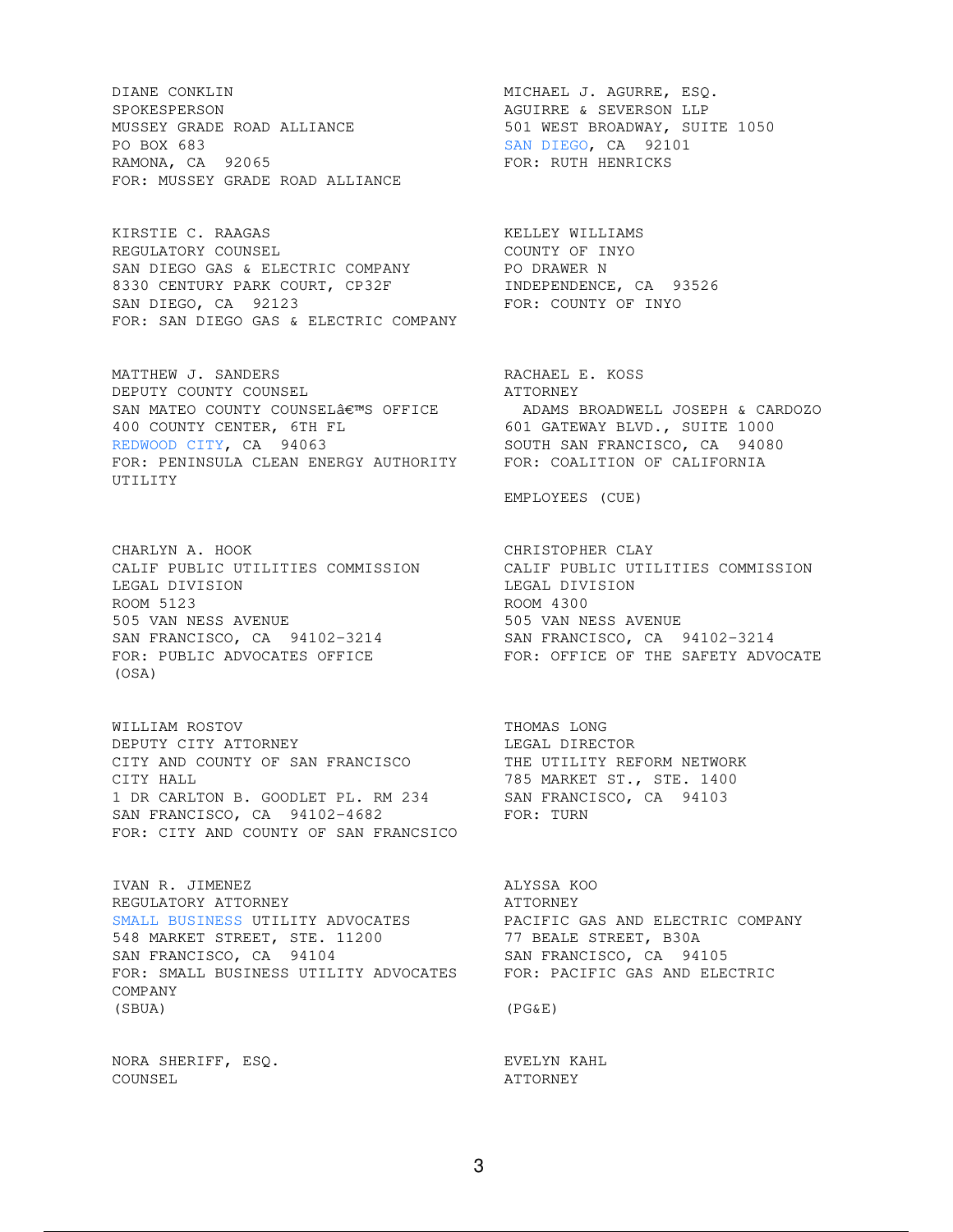DIANE CONKLIN
SPOKESPERSON
MUSSEY GRADE ROAD ALLIANCE
PO BOX 683
RAMONA, CA 92065
FOR: MUSSEY GRADE ROAD ALLIANCE

MICHAEL J. AGURRE, ESQ.
AGUIRRE & SEVERSON LLP
501 WEST BROADWAY, SUITE 1050
SAN DIEGO, CA 92101
FOR: RUTH HENRICKS

KIRSTIE C. RAAGAS
REGULATORY COUNSEL
SAN DIEGO GAS & ELECTRIC COMPANY
8330 CENTURY PARK COURT, CP32F
SAN DIEGO, CA 92123
FOR: SAN DIEGO GAS & ELECTRIC COMPANY

KELLEY WILLIAMS
COUNTY OF INYO
PO DRAWER N
INDEPENDENCE, CA 93526
FOR: COUNTY OF INYO

MATTHEW J. SANDERS
DEPUTY COUNTY COUNSEL
SAN MATEO COUNTY COUNSELâ€™S OFFICE
400 COUNTY CENTER, 6TH FL
REDWOOD CITY, CA 94063
FOR: PENINSULA CLEAN ENERGY AUTHORITY
UTILITY

RACHAEL E. KOSS
ATTORNEY
ADAMS BROADWELL JOSEPH & CARDOZO
601 GATEWAY BLVD., SUITE 1000
SOUTH SAN FRANCISCO, CA 94080
FOR: COALITION OF CALIFORNIA
EMPLOYEES (CUE)

CHARLYN A. HOOK
CALIF PUBLIC UTILITIES COMMISSION
LEGAL DIVISION
ROOM 5123
505 VAN NESS AVENUE
SAN FRANCISCO, CA 94102-3214
FOR: PUBLIC ADVOCATES OFFICE
(OSA)

CHRISTOPHER CLAY
CALIF PUBLIC UTILITIES COMMISSION
LEGAL DIVISION
ROOM 4300
505 VAN NESS AVENUE
SAN FRANCISCO, CA 94102-3214
FOR: OFFICE OF THE SAFETY ADVOCATE

WILLIAM ROSTOV
DEPUTY CITY ATTORNEY
CITY AND COUNTY OF SAN FRANCISCO
CITY HALL
1 DR CARLTON B. GOODLET PL. RM 234
SAN FRANCISCO, CA 94102-4682
FOR: CITY AND COUNTY OF SAN FRANCSICO

THOMAS LONG
LEGAL DIRECTOR
THE UTILITY REFORM NETWORK
785 MARKET ST., STE. 1400
SAN FRANCISCO, CA 94103
FOR: TURN

IVAN R. JIMENEZ
REGULATORY ATTORNEY
SMALL BUSINESS UTILITY ADVOCATES
548 MARKET STREET, STE. 11200
SAN FRANCISCO, CA 94104
FOR: SMALL BUSINESS UTILITY ADVOCATES
(SBUA)

ALYSSA KOO
ATTORNEY
PACIFIC GAS AND ELECTRIC COMPANY
77 BEALE STREET, B30A
SAN FRANCISCO, CA 94105
FOR: PACIFIC GAS AND ELECTRIC
COMPANY
(PG&E)

NORA SHERIFF, ESQ.
COUNSEL

EVELYN KAHL
ATTORNEY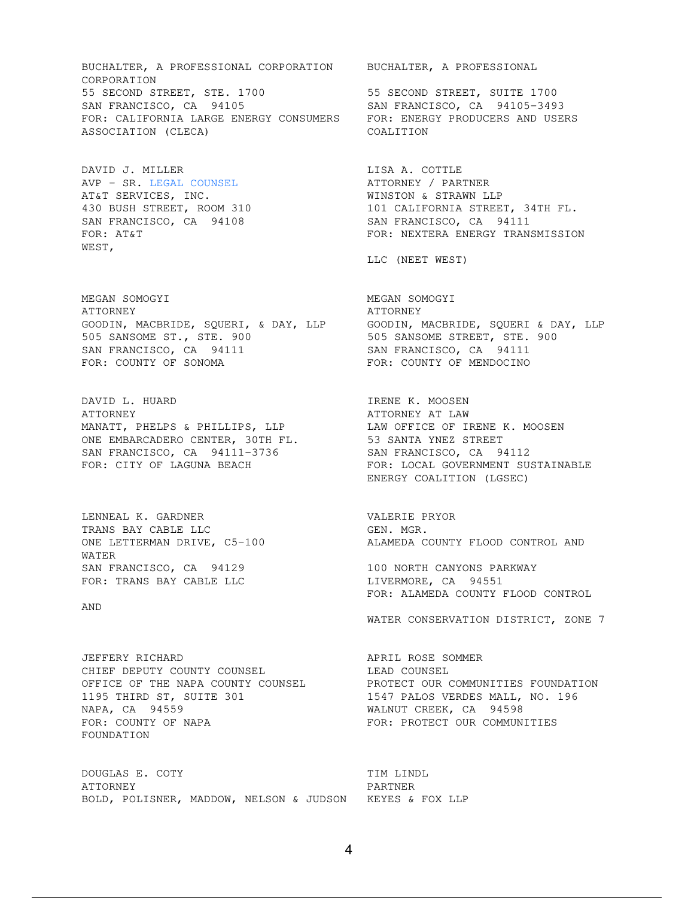BUCHALTER, A PROFESSIONAL CORPORATION
CORPORATION
55 SECOND STREET, STE. 1700
SAN FRANCISCO, CA 94105
FOR: CALIFORNIA LARGE ENERGY CONSUMERS ASSOCIATION (CLECA)

BUCHALTER, A PROFESSIONAL
55 SECOND STREET, SUITE 1700
SAN FRANCISCO, CA 94105-3493
FOR: ENERGY PRODUCERS AND USERS COALITION

DAVID J. MILLER
AVP - SR. LEGAL COUNSEL
AT&T SERVICES, INC.
430 BUSH STREET, ROOM 310
SAN FRANCISCO, CA 94108
FOR: AT&T
WEST,

LISA A. COTTLE
ATTORNEY / PARTNER
WINSTON & STRAWN LLP
101 CALIFORNIA STREET, 34TH FL.
SAN FRANCISCO, CA 94111
FOR: NEXTERA ENERGY TRANSMISSION
LLC (NEET WEST)

MEGAN SOMOGYI
ATTORNEY
GOODIN, MACBRIDE, SQUERI, & DAY, LLP
505 SANSOME ST., STE. 900
SAN FRANCISCO, CA 94111
FOR: COUNTY OF SONOMA

MEGAN SOMOGYI
ATTORNEY
GOODIN, MACBRIDE, SQUERI & DAY, LLP
505 SANSOME STREET, STE. 900
SAN FRANCISCO, CA 94111
FOR: COUNTY OF MENDOCINO

DAVID L. HUARD
ATTORNEY
MANATT, PHELPS & PHILLIPS, LLP
ONE EMBARCADERO CENTER, 30TH FL.
SAN FRANCISCO, CA 94111-3736
FOR: CITY OF LAGUNA BEACH

IRENE K. MOOSEN
ATTORNEY AT LAW
LAW OFFICE OF IRENE K. MOOSEN
53 SANTA YNEZ STREET
SAN FRANCISCO, CA 94112
FOR: LOCAL GOVERNMENT SUSTAINABLE ENERGY COALITION (LGSEC)

LENNEAL K. GARDNER
TRANS BAY CABLE LLC
ONE LETTERMAN DRIVE, C5-100
WATER
SAN FRANCISCO, CA 94129
FOR: TRANS BAY CABLE LLC

AND

VALERIE PRYOR
GEN. MGR.
ALAMEDA COUNTY FLOOD CONTROL AND
100 NORTH CANYONS PARKWAY
LIVERMORE, CA 94551
FOR: ALAMEDA COUNTY FLOOD CONTROL
WATER CONSERVATION DISTRICT, ZONE 7

JEFFERY RICHARD
CHIEF DEPUTY COUNTY COUNSEL
OFFICE OF THE NAPA COUNTY COUNSEL
1195 THIRD ST, SUITE 301
NAPA, CA 94559
FOR: COUNTY OF NAPA
FOUNDATION

APRIL ROSE SOMMER
LEAD COUNSEL
PROTECT OUR COMMUNITIES FOUNDATION
1547 PALOS VERDES MALL, NO. 196
WALNUT CREEK, CA 94598
FOR: PROTECT OUR COMMUNITIES

DOUGLAS E. COTY
ATTORNEY
BOLD, POLISNER, MADDOW, NELSON & JUDSON

TIM LINDL
PARTNER
KEYES & FOX LLP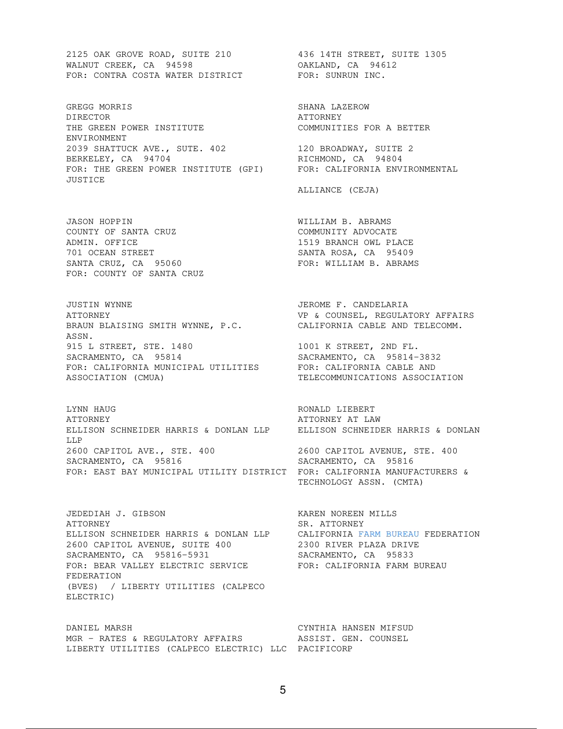2125 OAK GROVE ROAD, SUITE 210
WALNUT CREEK, CA 94598
FOR: CONTRA COSTA WATER DISTRICT

436 14TH STREET, SUITE 1305
OAKLAND, CA 94612
FOR: SUNRUN INC.

GREGG MORRIS
DIRECTOR
THE GREEN POWER INSTITUTE
2039 SHATTUCK AVE., SUTE. 402
BERKELEY, CA 94704
FOR: THE GREEN POWER INSTITUTE (GPI)

SHANA LAZEROW
ATTORNEY
COMMUNITIES FOR A BETTER ENVIRONMENT
120 BROADWAY, SUITE 2
RICHMOND, CA 94804
FOR: CALIFORNIA ENVIRONMENTAL JUSTICE ALLIANCE (CEJA)

JASON HOPPIN
COUNTY OF SANTA CRUZ
ADMIN. OFFICE
701 OCEAN STREET
SANTA CRUZ, CA 95060
FOR: COUNTY OF SANTA CRUZ

WILLIAM B. ABRAMS
COMMUNITY ADVOCATE
1519 BRANCH OWL PLACE
SANTA ROSA, CA 95409
FOR: WILLIAM B. ABRAMS

JUSTIN WYNNE
ATTORNEY
BRAUN BLAISING SMITH WYNNE, P.C.
915 L STREET, STE. 1480
SACRAMENTO, CA 95814
FOR: CALIFORNIA MUNICIPAL UTILITIES ASSOCIATION (CMUA)

JEROME F. CANDELARIA
VP & COUNSEL, REGULATORY AFFAIRS
CALIFORNIA CABLE AND TELECOMM. ASSN.
1001 K STREET, 2ND FL.
SACRAMENTO, CA 95814-3832
FOR: CALIFORNIA CABLE AND TELECOMMUNICATIONS ASSOCIATION

LYNN HAUG
ATTORNEY
ELLISON SCHNEIDER HARRIS & DONLAN LLP
2600 CAPITOL AVE., STE. 400
SACRAMENTO, CA 95816
FOR: EAST BAY MUNICIPAL UTILITY DISTRICT

RONALD LIEBERT
ATTORNEY AT LAW
ELLISON SCHNEIDER HARRIS & DONLAN LLP
2600 CAPITOL AVENUE, STE. 400
SACRAMENTO, CA 95816
FOR: CALIFORNIA MANUFACTURERS & TECHNOLOGY ASSN. (CMTA)

JEDEDIAH J. GIBSON
ATTORNEY
ELLISON SCHNEIDER HARRIS & DONLAN LLP
2600 CAPITOL AVENUE, SUITE 400
SACRAMENTO, CA 95816-5931
FOR: BEAR VALLEY ELECTRIC SERVICE (BVES) / LIBERTY UTILITIES (CALPECO ELECTRIC)

KAREN NOREEN MILLS
SR. ATTORNEY
CALIFORNIA FARM BUREAU FEDERATION
2300 RIVER PLAZA DRIVE
SACRAMENTO, CA 95833
FOR: CALIFORNIA FARM BUREAU FEDERATION

DANIEL MARSH
MGR - RATES & REGULATORY AFFAIRS
LIBERTY UTILITIES (CALPECO ELECTRIC) LLC

CYNTHIA HANSEN MIFSUD
ASSIST. GEN. COUNSEL
PACIFICORP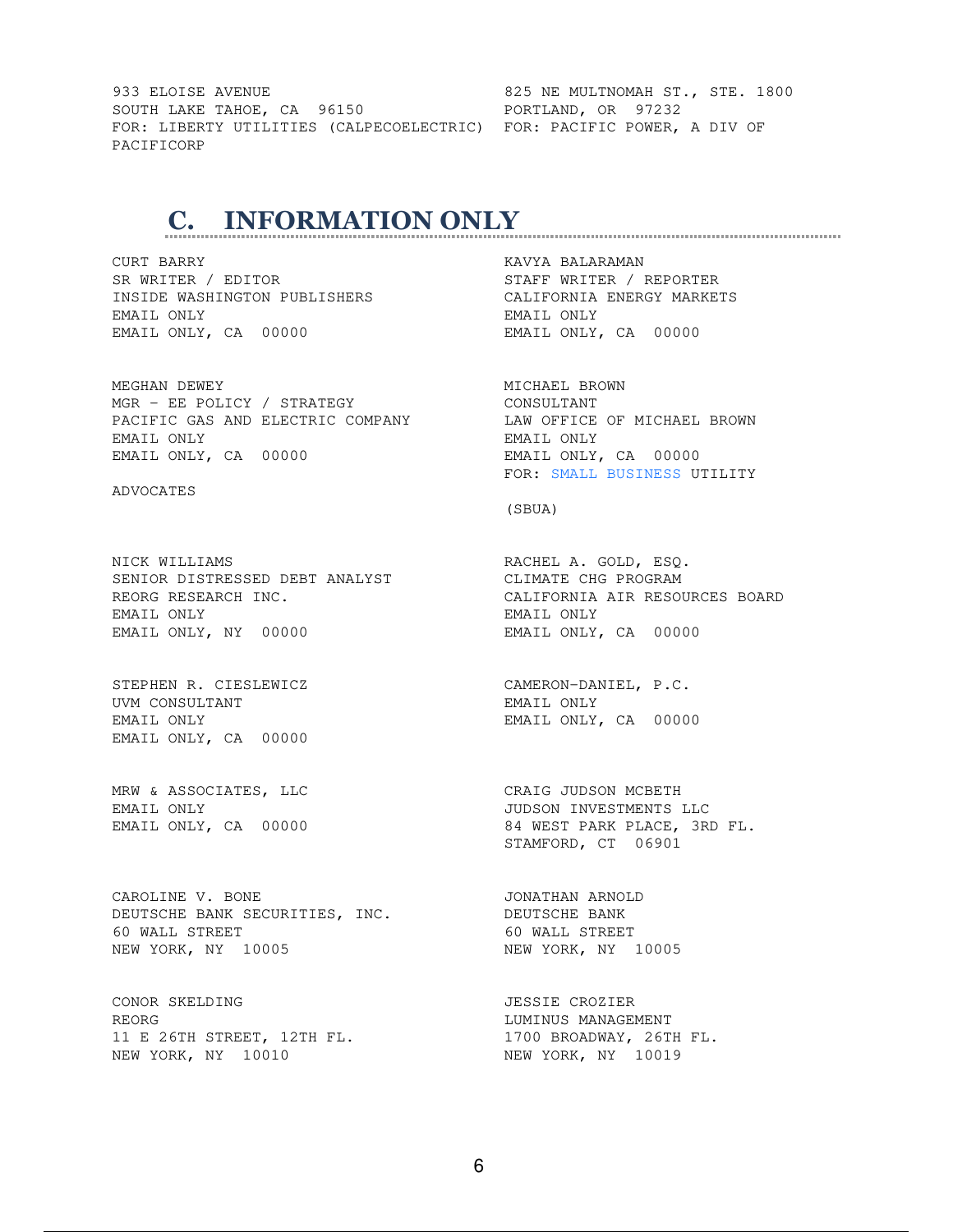933 ELOISE AVENUE
SOUTH LAKE TAHOE, CA 96150
FOR: LIBERTY UTILITIES (CALPECOELECTRIC) PACIFICORP

825 NE MULTNOMAH ST., STE. 1800
PORTLAND, OR 97232
FOR: PACIFIC POWER, A DIV OF

## C. INFORMATION ONLY

CURT BARRY
SR WRITER / EDITOR
INSIDE WASHINGTON PUBLISHERS
EMAIL ONLY
EMAIL ONLY, CA 00000

KAVYA BALARAMAN
STAFF WRITER / REPORTER
CALIFORNIA ENERGY MARKETS
EMAIL ONLY
EMAIL ONLY, CA 00000

MEGHAN DEWEY
MGR - EE POLICY / STRATEGY
PACIFIC GAS AND ELECTRIC COMPANY
EMAIL ONLY
EMAIL ONLY, CA 00000

MICHAEL BROWN
CONSULTANT
LAW OFFICE OF MICHAEL BROWN
EMAIL ONLY
EMAIL ONLY, CA 00000
FOR: SMALL BUSINESS UTILITY ADVOCATES (SBUA)

NICK WILLIAMS
SENIOR DISTRESSED DEBT ANALYST
REORG RESEARCH INC.
EMAIL ONLY
EMAIL ONLY, NY 00000

RACHEL A. GOLD, ESQ.
CLIMATE CHG PROGRAM
CALIFORNIA AIR RESOURCES BOARD
EMAIL ONLY
EMAIL ONLY, CA 00000

STEPHEN R. CIESLEWICZ
UVM CONSULTANT
EMAIL ONLY
EMAIL ONLY, CA 00000

CAMERON-DANIEL, P.C.
EMAIL ONLY
EMAIL ONLY, CA 00000

MRW & ASSOCIATES, LLC
EMAIL ONLY
EMAIL ONLY, CA 00000

CRAIG JUDSON MCBETH
JUDSON INVESTMENTS LLC
84 WEST PARK PLACE, 3RD FL.
STAMFORD, CT 06901

CAROLINE V. BONE
DEUTSCHE BANK SECURITIES, INC.
60 WALL STREET
NEW YORK, NY 10005

JONATHAN ARNOLD
DEUTSCHE BANK
60 WALL STREET
NEW YORK, NY 10005

CONOR SKELDING
REORG
11 E 26TH STREET, 12TH FL.
NEW YORK, NY 10010

JESSIE CROZIER
LUMINUS MANAGEMENT
1700 BROADWAY, 26TH FL.
NEW YORK, NY 10019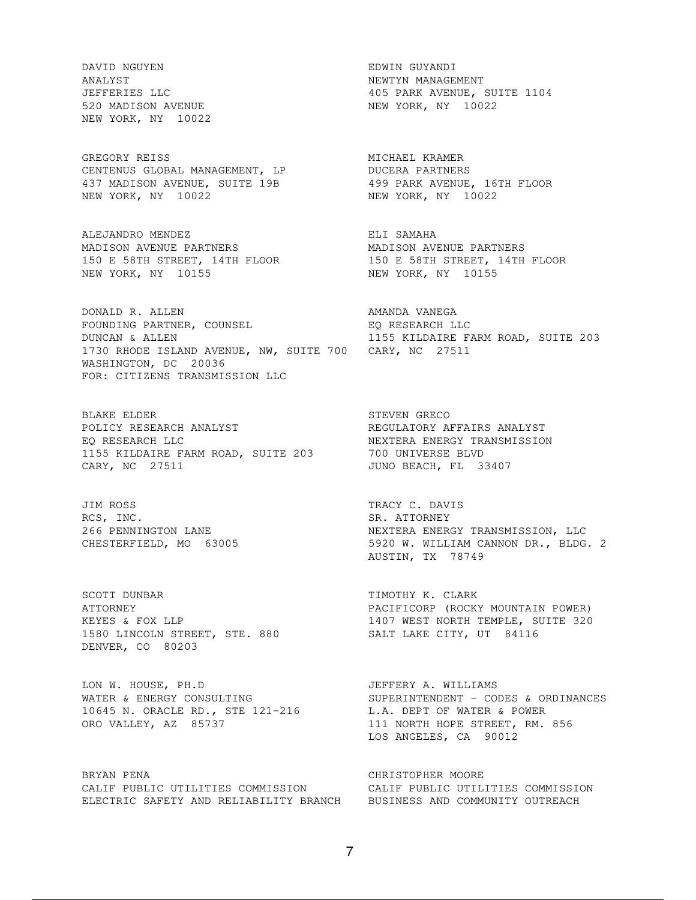DAVID NGUYEN
ANALYST
JEFFERIES LLC
520 MADISON AVENUE
NEW YORK, NY 10022

EDWIN GUYANDI
NEWTYN MANAGEMENT
405 PARK AVENUE, SUITE 1104
NEW YORK, NY 10022

GREGORY REISS
CENTENUS GLOBAL MANAGEMENT, LP
437 MADISON AVENUE, SUITE 19B
NEW YORK, NY 10022

MICHAEL KRAMER
DUCERA PARTNERS
499 PARK AVENUE, 16TH FLOOR
NEW YORK, NY 10022

ALEJANDRO MENDEZ
MADISON AVENUE PARTNERS
150 E 58TH STREET, 14TH FLOOR
NEW YORK, NY 10155

ELI SAMAHA
MADISON AVENUE PARTNERS
150 E 58TH STREET, 14TH FLOOR
NEW YORK, NY 10155

DONALD R. ALLEN
FOUNDING PARTNER, COUNSEL
DUNCAN & ALLEN
1730 RHODE ISLAND AVENUE, NW, SUITE 700
WASHINGTON, DC 20036
FOR: CITIZENS TRANSMISSION LLC

AMANDA VANEGA
EQ RESEARCH LLC
1155 KILDAIRE FARM ROAD, SUITE 203
CARY, NC 27511

BLAKE ELDER
POLICY RESEARCH ANALYST
EQ RESEARCH LLC
1155 KILDAIRE FARM ROAD, SUITE 203
CARY, NC 27511

STEVEN GRECO
REGULATORY AFFAIRS ANALYST
NEXTERA ENERGY TRANSMISSION
700 UNIVERSE BLVD
JUNO BEACH, FL 33407

JIM ROSS
RCS, INC.
266 PENNINGTON LANE
CHESTERFIELD, MO 63005

TRACY C. DAVIS
SR. ATTORNEY
NEXTERA ENERGY TRANSMISSION, LLC
5920 W. WILLIAM CANNON DR., BLDG. 2
AUSTIN, TX 78749

SCOTT DUNBAR
ATTORNEY
KEYES & FOX LLP
1580 LINCOLN STREET, STE. 880
DENVER, CO 80203

TIMOTHY K. CLARK
PACIFICORP (ROCKY MOUNTAIN POWER)
1407 WEST NORTH TEMPLE, SUITE 320
SALT LAKE CITY, UT 84116

LON W. HOUSE, PH.D
WATER & ENERGY CONSULTING
10645 N. ORACLE RD., STE 121-216
ORO VALLEY, AZ 85737

JEFFERY A. WILLIAMS
SUPERINTENDENT - CODES & ORDINANCES
L.A. DEPT OF WATER & POWER
111 NORTH HOPE STREET, RM. 856
LOS ANGELES, CA 90012

BRYAN PENA
CALIF PUBLIC UTILITIES COMMISSION
ELECTRIC SAFETY AND RELIABILITY BRANCH

CHRISTOPHER MOORE
CALIF PUBLIC UTILITIES COMMISSION
BUSINESS AND COMMUNITY OUTREACH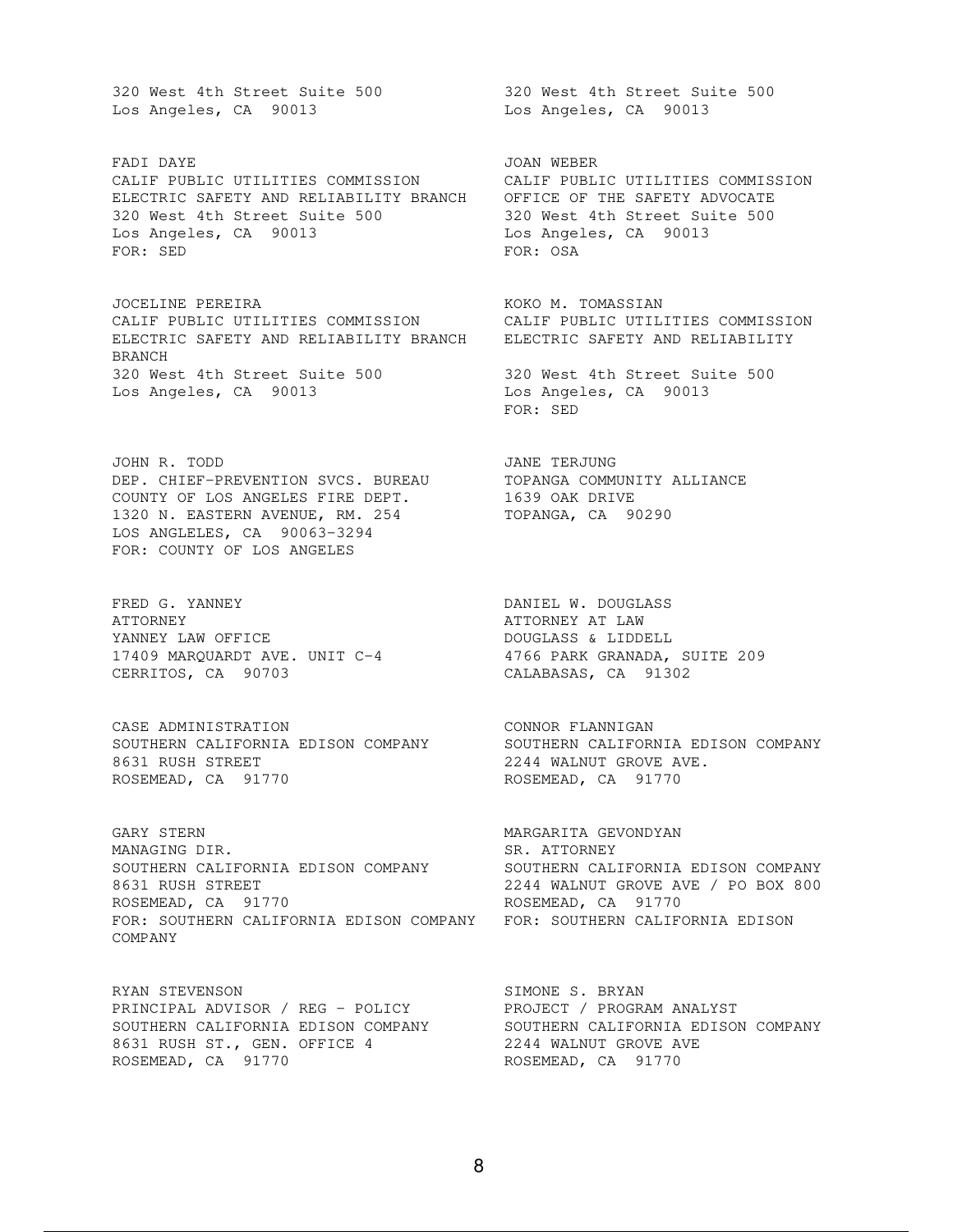320 West 4th Street Suite 500
Los Angeles, CA 90013

320 West 4th Street Suite 500
Los Angeles, CA 90013

FADI DAYE
CALIF PUBLIC UTILITIES COMMISSION
ELECTRIC SAFETY AND RELIABILITY BRANCH
320 West 4th Street Suite 500
Los Angeles, CA 90013
FOR: SED

JOAN WEBER
CALIF PUBLIC UTILITIES COMMISSION
OFFICE OF THE SAFETY ADVOCATE
320 West 4th Street Suite 500
Los Angeles, CA 90013
FOR: OSA

JOCELINE PEREIRA
CALIF PUBLIC UTILITIES COMMISSION
ELECTRIC SAFETY AND RELIABILITY BRANCH
BRANCH
320 West 4th Street Suite 500
Los Angeles, CA 90013

KOKO M. TOMASSIAN
CALIF PUBLIC UTILITIES COMMISSION
ELECTRIC SAFETY AND RELIABILITY

320 West 4th Street Suite 500
Los Angeles, CA 90013
FOR: SED

JOHN R. TODD
DEP. CHIEF-PREVENTION SVCS. BUREAU
COUNTY OF LOS ANGELES FIRE DEPT.
1320 N. EASTERN AVENUE, RM. 254
LOS ANGLELES, CA 90063-3294
FOR: COUNTY OF LOS ANGELES

JANE TERJUNG
TOPANGA COMMUNITY ALLIANCE
1639 OAK DRIVE
TOPANGA, CA 90290

FRED G. YANNEY
ATTORNEY
YANNEY LAW OFFICE
17409 MARQUARDT AVE. UNIT C-4
CERRITOS, CA 90703

DANIEL W. DOUGLASS
ATTORNEY AT LAW
DOUGLASS & LIDDELL
4766 PARK GRANADA, SUITE 209
CALABASAS, CA 91302

CASE ADMINISTRATION
SOUTHERN CALIFORNIA EDISON COMPANY
8631 RUSH STREET
ROSEMEAD, CA 91770

CONNOR FLANNIGAN
SOUTHERN CALIFORNIA EDISON COMPANY
2244 WALNUT GROVE AVE.
ROSEMEAD, CA 91770

GARY STERN
MANAGING DIR.
SOUTHERN CALIFORNIA EDISON COMPANY
8631 RUSH STREET
ROSEMEAD, CA 91770
FOR: SOUTHERN CALIFORNIA EDISON COMPANY

MARGARITA GEVONDYAN
SR. ATTORNEY
SOUTHERN CALIFORNIA EDISON COMPANY
2244 WALNUT GROVE AVE / PO BOX 800
ROSEMEAD, CA 91770
FOR: SOUTHERN CALIFORNIA EDISON COMPANY

RYAN STEVENSON
PRINCIPAL ADVISOR / REG - POLICY
SOUTHERN CALIFORNIA EDISON COMPANY
8631 RUSH ST., GEN. OFFICE 4
ROSEMEAD, CA 91770

SIMONE S. BRYAN
PROJECT / PROGRAM ANALYST
SOUTHERN CALIFORNIA EDISON COMPANY
2244 WALNUT GROVE AVE
ROSEMEAD, CA 91770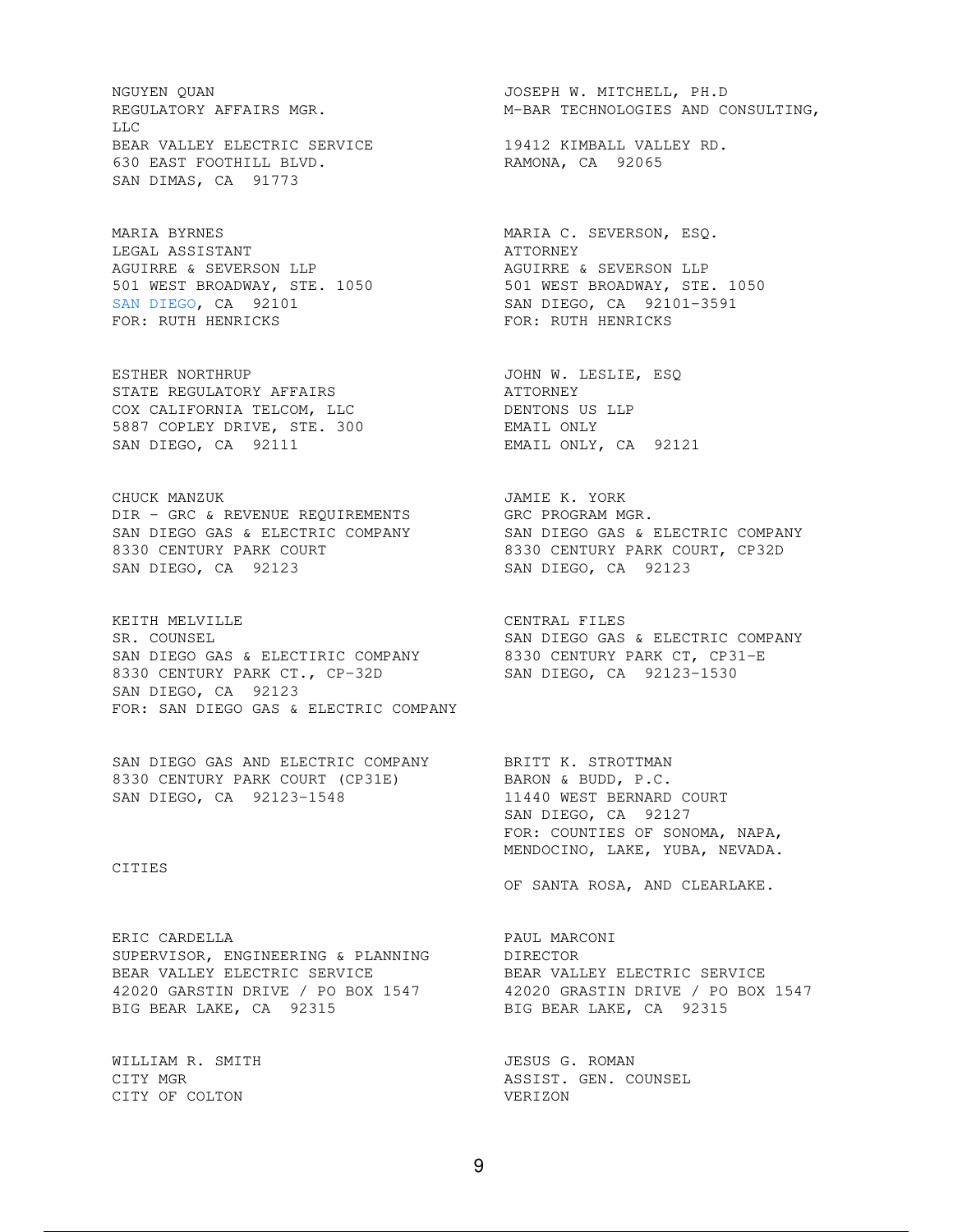NGUYEN QUAN
REGULATORY AFFAIRS MGR.
BEAR VALLEY ELECTRIC SERVICE
630 EAST FOOTHILL BLVD.
SAN DIMAS, CA 91773

JOSEPH W. MITCHELL, PH.D
M-BAR TECHNOLOGIES AND CONSULTING, LLC
19412 KIMBALL VALLEY RD.
RAMONA, CA 92065

MARIA BYRNES
LEGAL ASSISTANT
AGUIRRE & SEVERSON LLP
501 WEST BROADWAY, STE. 1050
SAN DIEGO, CA 92101
FOR: RUTH HENRICKS

MARIA C. SEVERSON, ESQ.
ATTORNEY
AGUIRRE & SEVERSON LLP
501 WEST BROADWAY, STE. 1050
SAN DIEGO, CA 92101-3591
FOR: RUTH HENRICKS

ESTHER NORTHRUP
STATE REGULATORY AFFAIRS
COX CALIFORNIA TELCOM, LLC
5887 COPLEY DRIVE, STE. 300
SAN DIEGO, CA 92111

JOHN W. LESLIE, ESQ
ATTORNEY
DENTONS US LLP
EMAIL ONLY
EMAIL ONLY, CA 92121

CHUCK MANZUK
DIR - GRC & REVENUE REQUIREMENTS
SAN DIEGO GAS & ELECTRIC COMPANY
8330 CENTURY PARK COURT
SAN DIEGO, CA 92123

JAMIE K. YORK
GRC PROGRAM MGR.
SAN DIEGO GAS & ELECTRIC COMPANY
8330 CENTURY PARK COURT, CP32D
SAN DIEGO, CA 92123

KEITH MELVILLE
SR. COUNSEL
SAN DIEGO GAS & ELECTIRIC COMPANY
8330 CENTURY PARK CT., CP-32D
SAN DIEGO, CA 92123
FOR: SAN DIEGO GAS & ELECTRIC COMPANY

CENTRAL FILES
SAN DIEGO GAS & ELECTRIC COMPANY
8330 CENTURY PARK CT, CP31-E
SAN DIEGO, CA 92123-1530

SAN DIEGO GAS AND ELECTRIC COMPANY
8330 CENTURY PARK COURT (CP31E)
SAN DIEGO, CA 92123-1548

BRITT K. STROTTMAN
BARON & BUDD, P.C.
11440 WEST BERNARD COURT
SAN DIEGO, CA 92127
FOR: COUNTIES OF SONOMA, NAPA, MENDOCINO, LAKE, YUBA, NEVADA. CITIES OF SANTA ROSA, AND CLEARLAKE.

ERIC CARDELLA
SUPERVISOR, ENGINEERING & PLANNING
BEAR VALLEY ELECTRIC SERVICE
42020 GARSTIN DRIVE / PO BOX 1547
BIG BEAR LAKE, CA 92315

PAUL MARCONI
DIRECTOR
BEAR VALLEY ELECTRIC SERVICE
42020 GRASTIN DRIVE / PO BOX 1547
BIG BEAR LAKE, CA 92315

WILLIAM R. SMITH
CITY MGR
CITY OF COLTON

JESUS G. ROMAN
ASSIST. GEN. COUNSEL
VERIZON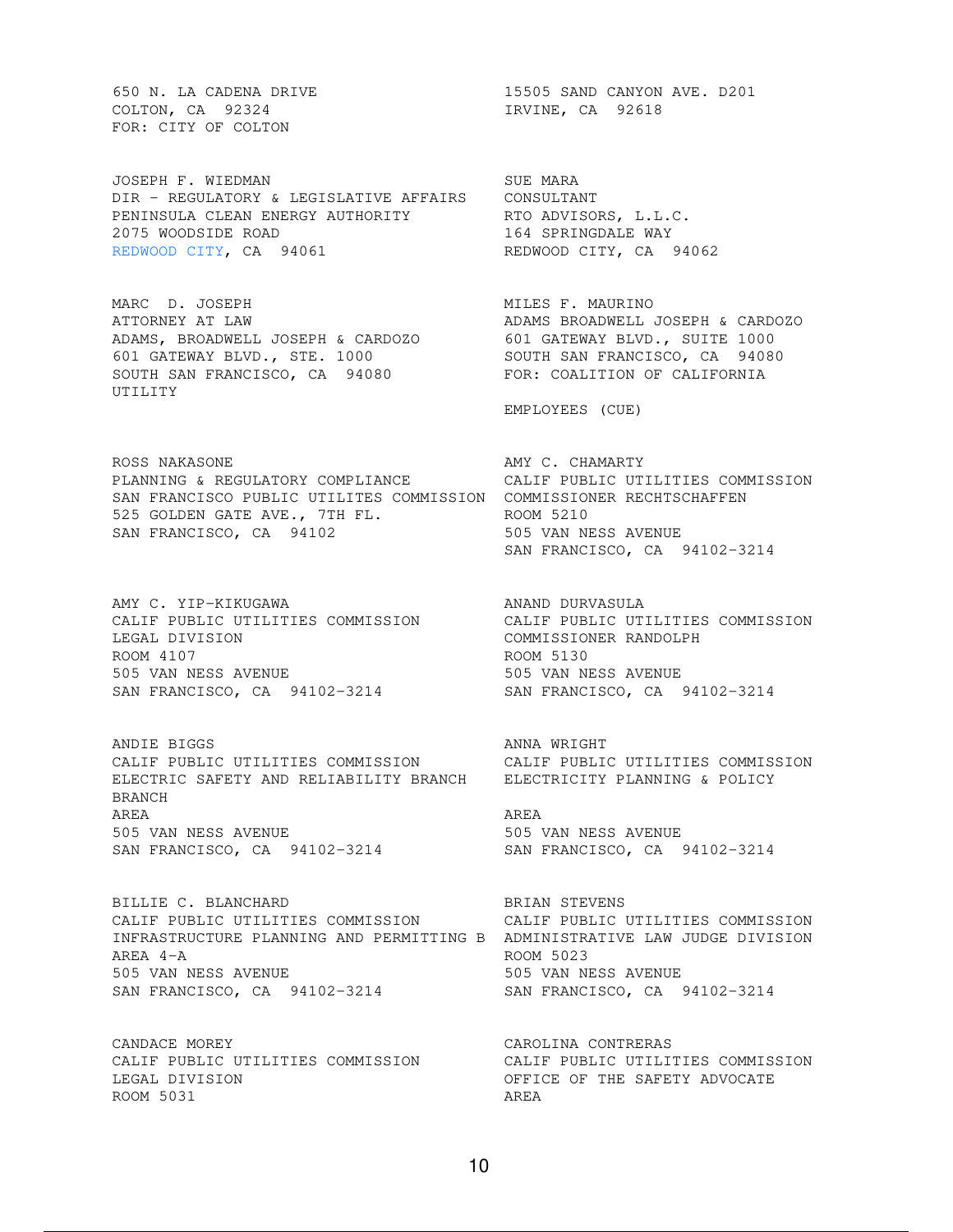650 N. LA CADENA DRIVE
COLTON, CA 92324
FOR: CITY OF COLTON

15505 SAND CANYON AVE. D201
IRVINE, CA 92618

JOSEPH F. WIEDMAN
DIR - REGULATORY & LEGISLATIVE AFFAIRS
PENINSULA CLEAN ENERGY AUTHORITY
2075 WOODSIDE ROAD
REDWOOD CITY, CA 94061

SUE MARA
CONSULTANT
RTO ADVISORS, L.L.C.
164 SPRINGDALE WAY
REDWOOD CITY, CA 94062

MARC D. JOSEPH
ATTORNEY AT LAW
ADAMS, BROADWELL JOSEPH & CARDOZO
601 GATEWAY BLVD., STE. 1000
SOUTH SAN FRANCISCO, CA 94080

MILES F. MAURINO
ADAMS BROADWELL JOSEPH & CARDOZO
601 GATEWAY BLVD., SUITE 1000
SOUTH SAN FRANCISCO, CA 94080
FOR: COALITION OF CALIFORNIA UTILITY EMPLOYEES (CUE)

ROSS NAKASONE
PLANNING & REGULATORY COMPLIANCE
SAN FRANCISCO PUBLIC UTILITES COMMISSION
525 GOLDEN GATE AVE., 7TH FL.
SAN FRANCISCO, CA 94102

AMY C. CHAMARTY
CALIF PUBLIC UTILITIES COMMISSION
COMMISSIONER RECHTSCHAFFEN
ROOM 5210
505 VAN NESS AVENUE
SAN FRANCISCO, CA 94102-3214

AMY C. YIP-KIKUGAWA
CALIF PUBLIC UTILITIES COMMISSION
LEGAL DIVISION
ROOM 4107
505 VAN NESS AVENUE
SAN FRANCISCO, CA 94102-3214

ANAND DURVASULA
CALIF PUBLIC UTILITIES COMMISSION
COMMISSIONER RANDOLPH
ROOM 5130
505 VAN NESS AVENUE
SAN FRANCISCO, CA 94102-3214

ANDIE BIGGS
CALIF PUBLIC UTILITIES COMMISSION
ELECTRIC SAFETY AND RELIABILITY BRANCH BRANCH
AREA
505 VAN NESS AVENUE
SAN FRANCISCO, CA 94102-3214

ANNA WRIGHT
CALIF PUBLIC UTILITIES COMMISSION
ELECTRICITY PLANNING & POLICY
AREA
505 VAN NESS AVENUE
SAN FRANCISCO, CA 94102-3214

BILLIE C. BLANCHARD
CALIF PUBLIC UTILITIES COMMISSION
INFRASTRUCTURE PLANNING AND PERMITTING B
AREA 4-A
505 VAN NESS AVENUE
SAN FRANCISCO, CA 94102-3214

BRIAN STEVENS
CALIF PUBLIC UTILITIES COMMISSION
ADMINISTRATIVE LAW JUDGE DIVISION
ROOM 5023
505 VAN NESS AVENUE
SAN FRANCISCO, CA 94102-3214

CANDACE MOREY
CALIF PUBLIC UTILITIES COMMISSION
LEGAL DIVISION
ROOM 5031

CAROLINA CONTRERAS
CALIF PUBLIC UTILITIES COMMISSION
OFFICE OF THE SAFETY ADVOCATE
AREA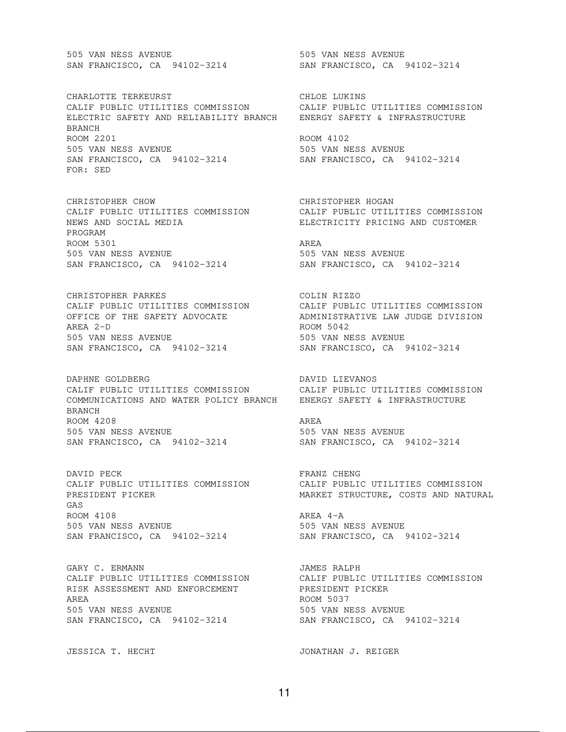505 VAN NESS AVENUE
SAN FRANCISCO, CA 94102-3214

505 VAN NESS AVENUE
SAN FRANCISCO, CA 94102-3214

CHARLOTTE TERKEURST
CALIF PUBLIC UTILITIES COMMISSION
ELECTRIC SAFETY AND RELIABILITY BRANCH
BRANCH
ROOM 2201
505 VAN NESS AVENUE
SAN FRANCISCO, CA 94102-3214
FOR: SED

CHLOE LUKINS
CALIF PUBLIC UTILITIES COMMISSION
ENERGY SAFETY & INFRASTRUCTURE
ROOM 4102
505 VAN NESS AVENUE
SAN FRANCISCO, CA 94102-3214

CHRISTOPHER CHOW
CALIF PUBLIC UTILITIES COMMISSION
NEWS AND SOCIAL MEDIA
PROGRAM
ROOM 5301
505 VAN NESS AVENUE
SAN FRANCISCO, CA 94102-3214

CHRISTOPHER HOGAN
CALIF PUBLIC UTILITIES COMMISSION
ELECTRICITY PRICING AND CUSTOMER
AREA
505 VAN NESS AVENUE
SAN FRANCISCO, CA 94102-3214

CHRISTOPHER PARKES
CALIF PUBLIC UTILITIES COMMISSION
OFFICE OF THE SAFETY ADVOCATE
AREA 2-D
505 VAN NESS AVENUE
SAN FRANCISCO, CA 94102-3214

COLIN RIZZO
CALIF PUBLIC UTILITIES COMMISSION
ADMINISTRATIVE LAW JUDGE DIVISION
ROOM 5042
505 VAN NESS AVENUE
SAN FRANCISCO, CA 94102-3214

DAPHNE GOLDBERG
CALIF PUBLIC UTILITIES COMMISSION
COMMUNICATIONS AND WATER POLICY BRANCH
BRANCH
ROOM 4208
505 VAN NESS AVENUE
SAN FRANCISCO, CA 94102-3214

DAVID LIEVANOS
CALIF PUBLIC UTILITIES COMMISSION
ENERGY SAFETY & INFRASTRUCTURE
AREA
505 VAN NESS AVENUE
SAN FRANCISCO, CA 94102-3214

DAVID PECK
CALIF PUBLIC UTILITIES COMMISSION
PRESIDENT PICKER
GAS
ROOM 4108
505 VAN NESS AVENUE
SAN FRANCISCO, CA 94102-3214

FRANZ CHENG
CALIF PUBLIC UTILITIES COMMISSION
MARKET STRUCTURE, COSTS AND NATURAL
AREA 4-A
505 VAN NESS AVENUE
SAN FRANCISCO, CA 94102-3214

GARY C. ERMANN
CALIF PUBLIC UTILITIES COMMISSION
RISK ASSESSMENT AND ENFORCEMENT
AREA
505 VAN NESS AVENUE
SAN FRANCISCO, CA 94102-3214

JAMES RALPH
CALIF PUBLIC UTILITIES COMMISSION
PRESIDENT PICKER
ROOM 5037
505 VAN NESS AVENUE
SAN FRANCISCO, CA 94102-3214

JESSICA T. HECHT

JONATHAN J. REIGER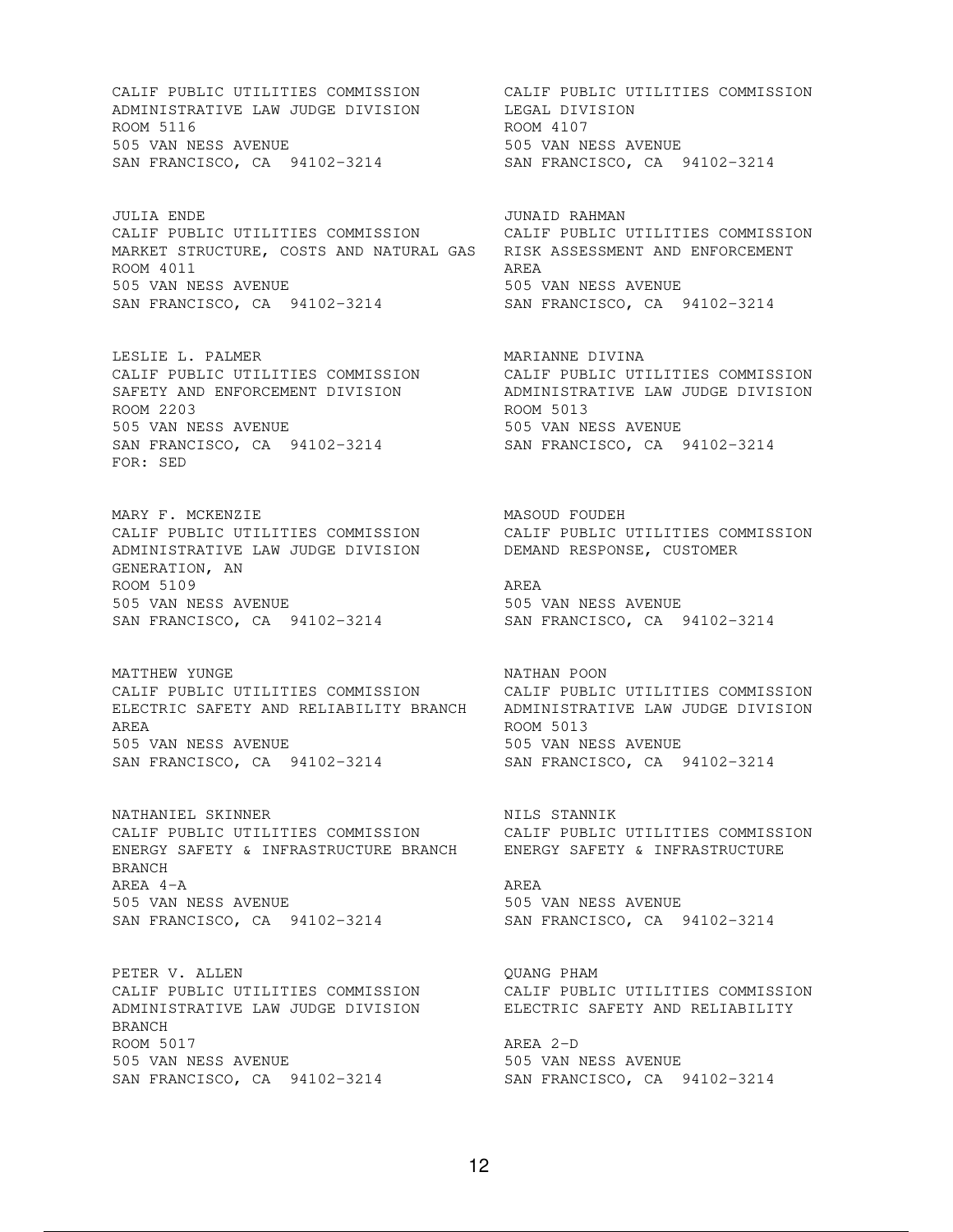CALIF PUBLIC UTILITIES COMMISSION
ADMINISTRATIVE LAW JUDGE DIVISION
ROOM 5116
505 VAN NESS AVENUE
SAN FRANCISCO, CA 94102-3214

CALIF PUBLIC UTILITIES COMMISSION
LEGAL DIVISION
ROOM 4107
505 VAN NESS AVENUE
SAN FRANCISCO, CA 94102-3214

JULIA ENDE
CALIF PUBLIC UTILITIES COMMISSION
MARKET STRUCTURE, COSTS AND NATURAL GAS
ROOM 4011
505 VAN NESS AVENUE
SAN FRANCISCO, CA 94102-3214

JUNAID RAHMAN
CALIF PUBLIC UTILITIES COMMISSION
RISK ASSESSMENT AND ENFORCEMENT
AREA
505 VAN NESS AVENUE
SAN FRANCISCO, CA 94102-3214

LESLIE L. PALMER
CALIF PUBLIC UTILITIES COMMISSION
SAFETY AND ENFORCEMENT DIVISION
ROOM 2203
505 VAN NESS AVENUE
SAN FRANCISCO, CA 94102-3214
FOR: SED

MARIANNE DIVINA
CALIF PUBLIC UTILITIES COMMISSION
ADMINISTRATIVE LAW JUDGE DIVISION
ROOM 5013
505 VAN NESS AVENUE
SAN FRANCISCO, CA 94102-3214

MARY F. MCKENZIE
CALIF PUBLIC UTILITIES COMMISSION
ADMINISTRATIVE LAW JUDGE DIVISION
GENERATION, AN
ROOM 5109
505 VAN NESS AVENUE
SAN FRANCISCO, CA 94102-3214

MASOUD FOUDEH
CALIF PUBLIC UTILITIES COMMISSION
DEMAND RESPONSE, CUSTOMER

AREA
505 VAN NESS AVENUE
SAN FRANCISCO, CA 94102-3214

MATTHEW YUNGE
CALIF PUBLIC UTILITIES COMMISSION
ELECTRIC SAFETY AND RELIABILITY BRANCH
AREA
505 VAN NESS AVENUE
SAN FRANCISCO, CA 94102-3214

NATHAN POON
CALIF PUBLIC UTILITIES COMMISSION
ADMINISTRATIVE LAW JUDGE DIVISION
ROOM 5013
505 VAN NESS AVENUE
SAN FRANCISCO, CA 94102-3214

NATHANIEL SKINNER
CALIF PUBLIC UTILITIES COMMISSION
ENERGY SAFETY & INFRASTRUCTURE BRANCH
BRANCH
AREA 4-A
505 VAN NESS AVENUE
SAN FRANCISCO, CA 94102-3214

NILS STANNIK
CALIF PUBLIC UTILITIES COMMISSION
ENERGY SAFETY & INFRASTRUCTURE

AREA
505 VAN NESS AVENUE
SAN FRANCISCO, CA 94102-3214

PETER V. ALLEN
CALIF PUBLIC UTILITIES COMMISSION
ADMINISTRATIVE LAW JUDGE DIVISION
BRANCH
ROOM 5017
505 VAN NESS AVENUE
SAN FRANCISCO, CA 94102-3214

QUANG PHAM
CALIF PUBLIC UTILITIES COMMISSION
ELECTRIC SAFETY AND RELIABILITY

AREA 2-D
505 VAN NESS AVENUE
SAN FRANCISCO, CA 94102-3214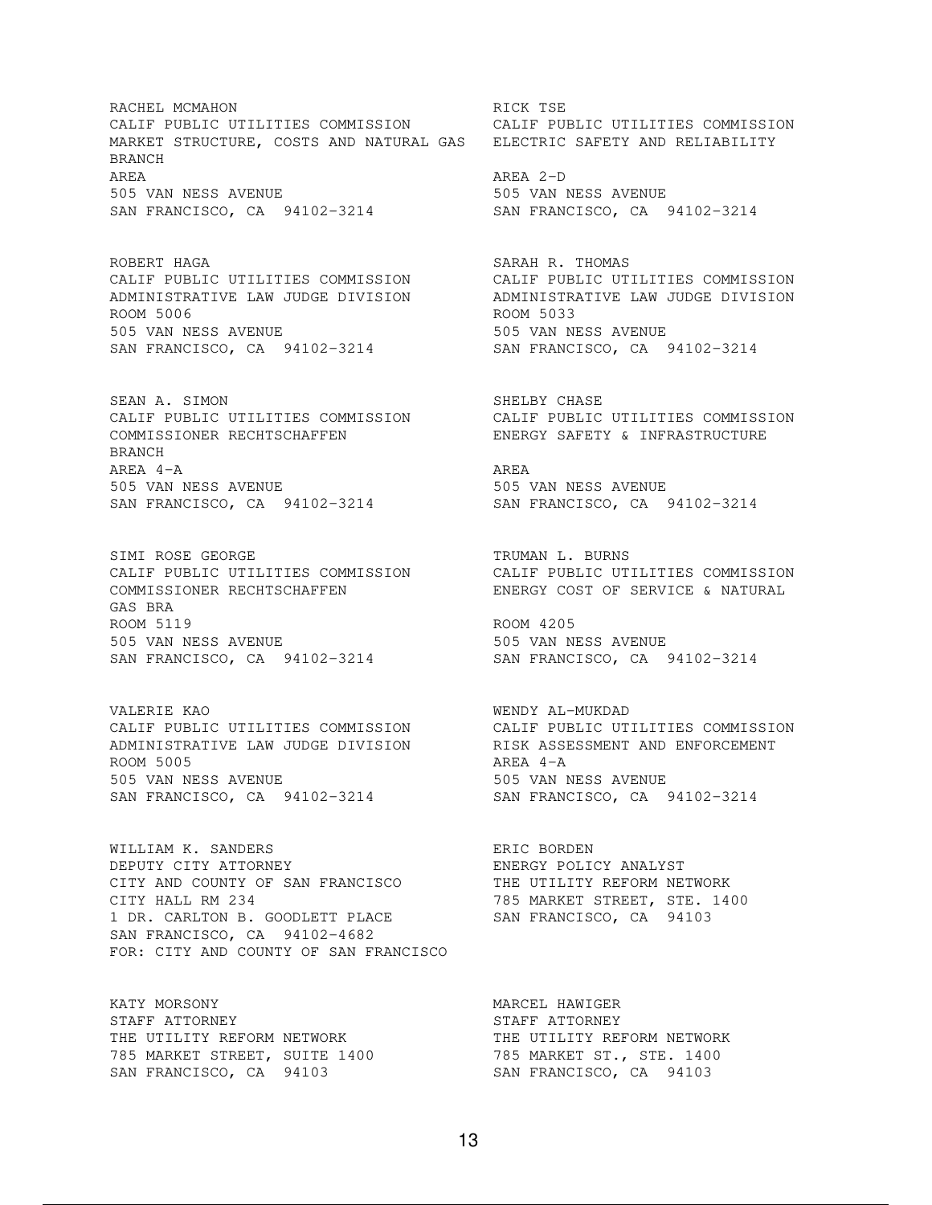RACHEL MCMAHON
CALIF PUBLIC UTILITIES COMMISSION
MARKET STRUCTURE, COSTS AND NATURAL GAS
BRANCH
AREA
505 VAN NESS AVENUE
SAN FRANCISCO, CA 94102-3214

RICK TSE
CALIF PUBLIC UTILITIES COMMISSION
ELECTRIC SAFETY AND RELIABILITY
AREA 2-D
505 VAN NESS AVENUE
SAN FRANCISCO, CA 94102-3214

ROBERT HAGA
CALIF PUBLIC UTILITIES COMMISSION
ADMINISTRATIVE LAW JUDGE DIVISION
ROOM 5006
505 VAN NESS AVENUE
SAN FRANCISCO, CA 94102-3214

SARAH R. THOMAS
CALIF PUBLIC UTILITIES COMMISSION
ADMINISTRATIVE LAW JUDGE DIVISION
ROOM 5033
505 VAN NESS AVENUE
SAN FRANCISCO, CA 94102-3214

SEAN A. SIMON
CALIF PUBLIC UTILITIES COMMISSION
COMMISSIONER RECHTSCHAFFEN
BRANCH
AREA 4-A
505 VAN NESS AVENUE
SAN FRANCISCO, CA 94102-3214

SHELBY CHASE
CALIF PUBLIC UTILITIES COMMISSION
ENERGY SAFETY & INFRASTRUCTURE
AREA
505 VAN NESS AVENUE
SAN FRANCISCO, CA 94102-3214

SIMI ROSE GEORGE
CALIF PUBLIC UTILITIES COMMISSION
COMMISSIONER RECHTSCHAFFEN
GAS BRA
ROOM 5119
505 VAN NESS AVENUE
SAN FRANCISCO, CA 94102-3214

TRUMAN L. BURNS
CALIF PUBLIC UTILITIES COMMISSION
ENERGY COST OF SERVICE & NATURAL
ROOM 4205
505 VAN NESS AVENUE
SAN FRANCISCO, CA 94102-3214

VALERIE KAO
CALIF PUBLIC UTILITIES COMMISSION
ADMINISTRATIVE LAW JUDGE DIVISION
ROOM 5005
505 VAN NESS AVENUE
SAN FRANCISCO, CA 94102-3214

WENDY AL-MUKDAD
CALIF PUBLIC UTILITIES COMMISSION
RISK ASSESSMENT AND ENFORCEMENT
AREA 4-A
505 VAN NESS AVENUE
SAN FRANCISCO, CA 94102-3214

WILLIAM K. SANDERS
DEPUTY CITY ATTORNEY
CITY AND COUNTY OF SAN FRANCISCO
CITY HALL RM 234
1 DR. CARLTON B. GOODLETT PLACE
SAN FRANCISCO, CA 94102-4682
FOR: CITY AND COUNTY OF SAN FRANCISCO

ERIC BORDEN
ENERGY POLICY ANALYST
THE UTILITY REFORM NETWORK
785 MARKET STREET, STE. 1400
SAN FRANCISCO, CA 94103

KATY MORSONY
STAFF ATTORNEY
THE UTILITY REFORM NETWORK
785 MARKET STREET, SUITE 1400
SAN FRANCISCO, CA 94103

MARCEL HAWIGER
STAFF ATTORNEY
THE UTILITY REFORM NETWORK
785 MARKET ST., STE. 1400
SAN FRANCISCO, CA 94103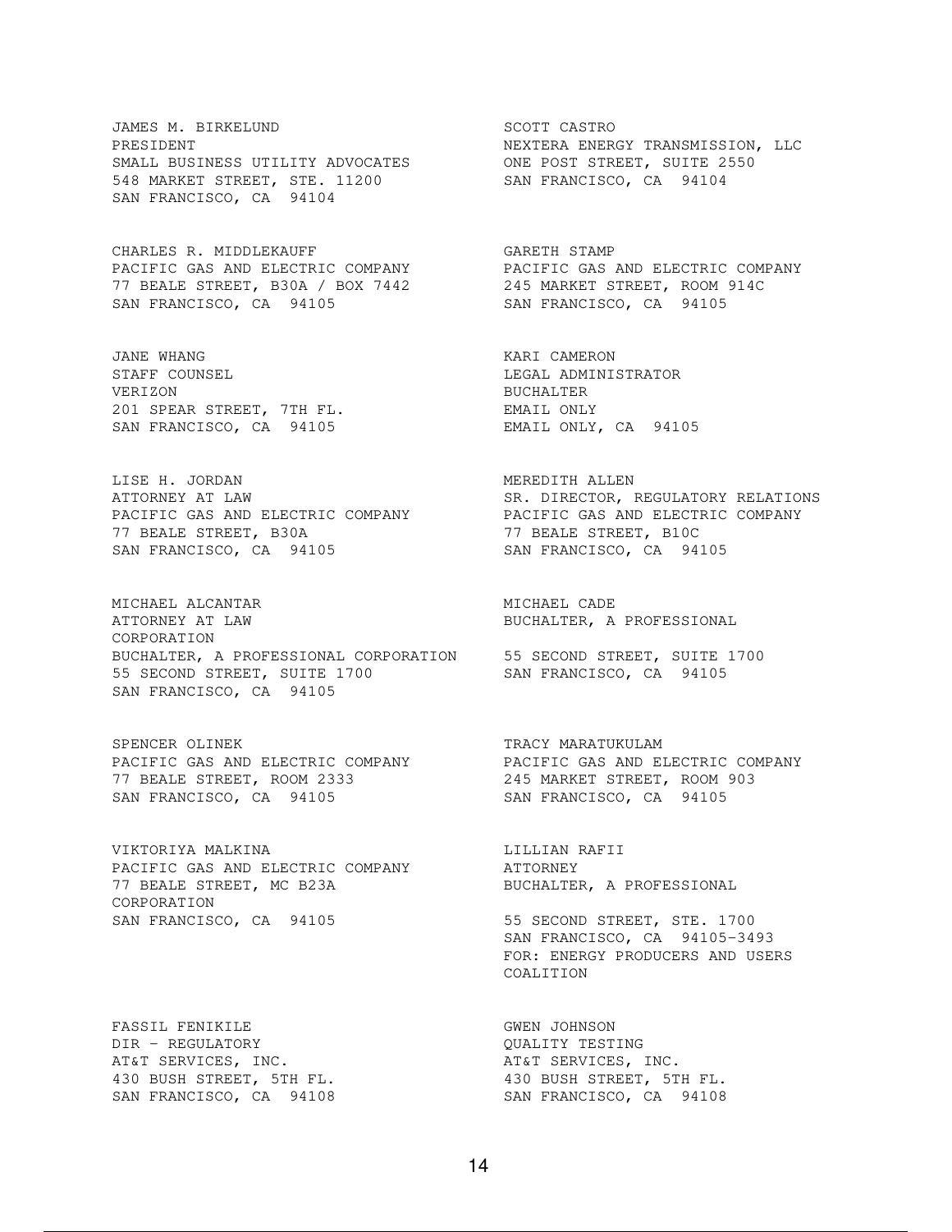JAMES M. BIRKELUND
PRESIDENT
SMALL BUSINESS UTILITY ADVOCATES
548 MARKET STREET, STE. 11200
SAN FRANCISCO, CA 94104

SCOTT CASTRO
NEXTERA ENERGY TRANSMISSION, LLC
ONE POST STREET, SUITE 2550
SAN FRANCISCO, CA 94104

CHARLES R. MIDDLEKAUFF
PACIFIC GAS AND ELECTRIC COMPANY
77 BEALE STREET, B30A / BOX 7442
SAN FRANCISCO, CA 94105

GARETH STAMP
PACIFIC GAS AND ELECTRIC COMPANY
245 MARKET STREET, ROOM 914C
SAN FRANCISCO, CA 94105

JANE WHANG
STAFF COUNSEL
VERIZON
201 SPEAR STREET, 7TH FL.
SAN FRANCISCO, CA 94105

KARI CAMERON
LEGAL ADMINISTRATOR
BUCHALTER
EMAIL ONLY
EMAIL ONLY, CA 94105

LISE H. JORDAN
ATTORNEY AT LAW
PACIFIC GAS AND ELECTRIC COMPANY
77 BEALE STREET, B30A
SAN FRANCISCO, CA 94105

MEREDITH ALLEN
SR. DIRECTOR, REGULATORY RELATIONS
PACIFIC GAS AND ELECTRIC COMPANY
77 BEALE STREET, B10C
SAN FRANCISCO, CA 94105

MICHAEL ALCANTAR
ATTORNEY AT LAW
BUCHALTER, A PROFESSIONAL CORPORATION
55 SECOND STREET, SUITE 1700
SAN FRANCISCO, CA 94105

MICHAEL CADE
BUCHALTER, A PROFESSIONAL CORPORATION
55 SECOND STREET, SUITE 1700
SAN FRANCISCO, CA 94105

SPENCER OLINEK
PACIFIC GAS AND ELECTRIC COMPANY
77 BEALE STREET, ROOM 2333
SAN FRANCISCO, CA 94105

TRACY MARATUKULAM
PACIFIC GAS AND ELECTRIC COMPANY
245 MARKET STREET, ROOM 903
SAN FRANCISCO, CA 94105

VIKTORIYA MALKINA
PACIFIC GAS AND ELECTRIC COMPANY
77 BEALE STREET, MC B23A
SAN FRANCISCO, CA 94105

LILLIAN RAFII
ATTORNEY
BUCHALTER, A PROFESSIONAL CORPORATION
55 SECOND STREET, STE. 1700
SAN FRANCISCO, CA 94105-3493
FOR: ENERGY PRODUCERS AND USERS COALITION

FASSIL FENIKILE
DIR - REGULATORY
AT&T SERVICES, INC.
430 BUSH STREET, 5TH FL.
SAN FRANCISCO, CA 94108

GWEN JOHNSON
QUALITY TESTING
AT&T SERVICES, INC.
430 BUSH STREET, 5TH FL.
SAN FRANCISCO, CA 94108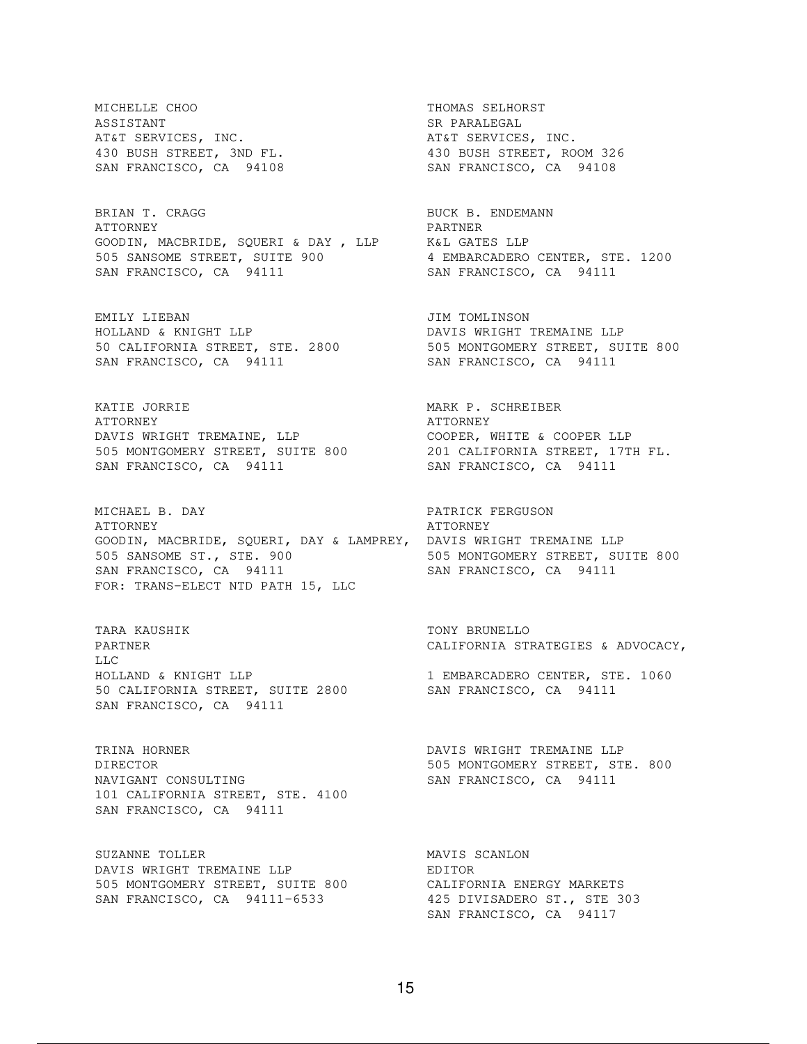MICHELLE CHOO
ASSISTANT
AT&T SERVICES, INC.
430 BUSH STREET, 3ND FL.
SAN FRANCISCO, CA 94108

THOMAS SELHORST
SR PARALEGAL
AT&T SERVICES, INC.
430 BUSH STREET, ROOM 326
SAN FRANCISCO, CA 94108

BRIAN T. CRAGG
ATTORNEY
GOODIN, MACBRIDE, SQUERI & DAY , LLP
505 SANSOME STREET, SUITE 900
SAN FRANCISCO, CA 94111

BUCK B. ENDEMANN
PARTNER
K&L GATES LLP
4 EMBARCADERO CENTER, STE. 1200
SAN FRANCISCO, CA 94111

EMILY LIEBAN
HOLLAND & KNIGHT LLP
50 CALIFORNIA STREET, STE. 2800
SAN FRANCISCO, CA 94111

JIM TOMLINSON
DAVIS WRIGHT TREMAINE LLP
505 MONTGOMERY STREET, SUITE 800
SAN FRANCISCO, CA 94111

KATIE JORRIE
ATTORNEY
DAVIS WRIGHT TREMAINE, LLP
505 MONTGOMERY STREET, SUITE 800
SAN FRANCISCO, CA 94111

MARK P. SCHREIBER
ATTORNEY
COOPER, WHITE & COOPER LLP
201 CALIFORNIA STREET, 17TH FL.
SAN FRANCISCO, CA 94111

MICHAEL B. DAY
ATTORNEY
GOODIN, MACBRIDE, SQUERI, DAY & LAMPREY,
505 SANSOME ST., STE. 900
SAN FRANCISCO, CA 94111
FOR: TRANS-ELECT NTD PATH 15, LLC

PATRICK FERGUSON
ATTORNEY
DAVIS WRIGHT TREMAINE LLP
505 MONTGOMERY STREET, SUITE 800
SAN FRANCISCO, CA 94111

TARA KAUSHIK
PARTNER
HOLLAND & KNIGHT LLP
50 CALIFORNIA STREET, SUITE 2800
SAN FRANCISCO, CA 94111

TONY BRUNELLO
CALIFORNIA STRATEGIES & ADVOCACY, LLC
1 EMBARCADERO CENTER, STE. 1060
SAN FRANCISCO, CA 94111

TRINA HORNER
DIRECTOR
NAVIGANT CONSULTING
101 CALIFORNIA STREET, STE. 4100
SAN FRANCISCO, CA 94111

DAVIS WRIGHT TREMAINE LLP
505 MONTGOMERY STREET, STE. 800
SAN FRANCISCO, CA 94111

SUZANNE TOLLER
DAVIS WRIGHT TREMAINE LLP
505 MONTGOMERY STREET, SUITE 800
SAN FRANCISCO, CA 94111-6533

MAVIS SCANLON
EDITOR
CALIFORNIA ENERGY MARKETS
425 DIVISADERO ST., STE 303
SAN FRANCISCO, CA 94117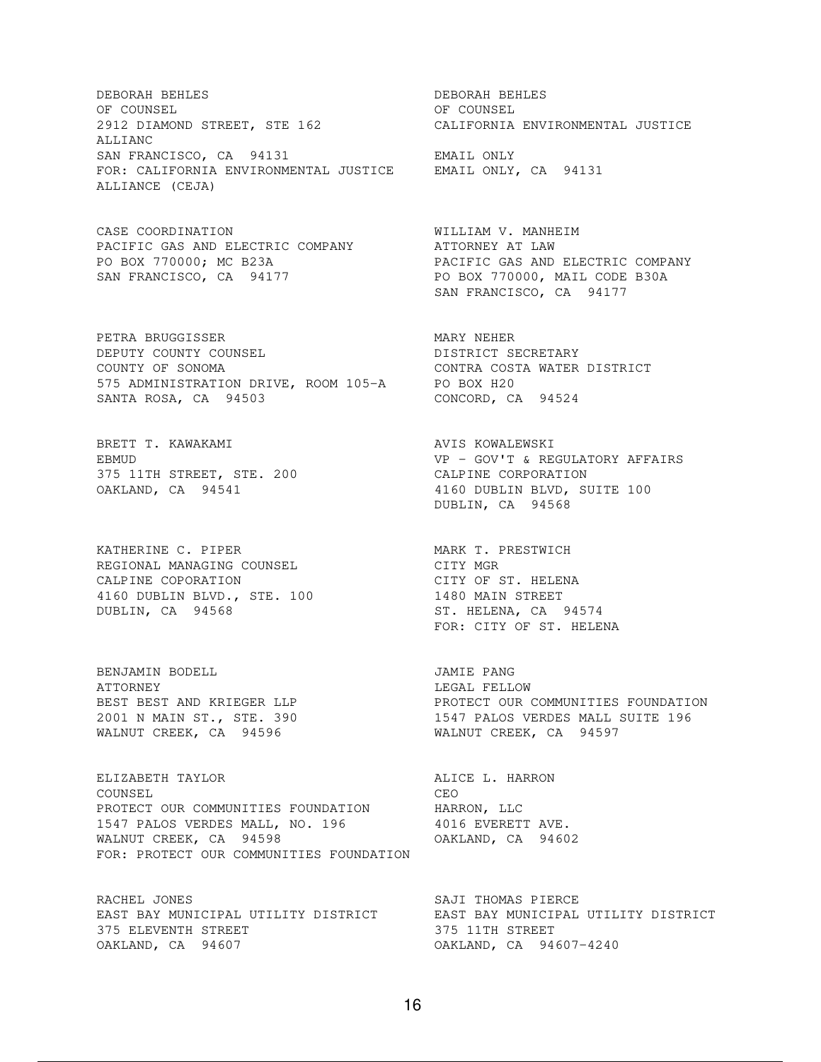DEBORAH BEHLES
OF COUNSEL
2912 DIAMOND STREET, STE 162
ALLIANC
SAN FRANCISCO, CA 94131
FOR: CALIFORNIA ENVIRONMENTAL JUSTICE ALLIANCE (CEJA)

DEBORAH BEHLES
OF COUNSEL
CALIFORNIA ENVIRONMENTAL JUSTICE
EMAIL ONLY
EMAIL ONLY, CA 94131

CASE COORDINATION
PACIFIC GAS AND ELECTRIC COMPANY
PO BOX 770000; MC B23A
SAN FRANCISCO, CA 94177

WILLIAM V. MANHEIM
ATTORNEY AT LAW
PACIFIC GAS AND ELECTRIC COMPANY
PO BOX 770000, MAIL CODE B30A
SAN FRANCISCO, CA 94177

PETRA BRUGGISSER
DEPUTY COUNTY COUNSEL
COUNTY OF SONOMA
575 ADMINISTRATION DRIVE, ROOM 105-A
SANTA ROSA, CA 94503

MARY NEHER
DISTRICT SECRETARY
CONTRA COSTA WATER DISTRICT
PO BOX H20
CONCORD, CA 94524

BRETT T. KAWAKAMI
EBMUD
375 11TH STREET, STE. 200
OAKLAND, CA 94541

AVIS KOWALEWSKI
VP - GOV'T & REGULATORY AFFAIRS
CALPINE CORPORATION
4160 DUBLIN BLVD, SUITE 100
DUBLIN, CA 94568

KATHERINE C. PIPER
REGIONAL MANAGING COUNSEL
CALPINE COPORATION
4160 DUBLIN BLVD., STE. 100
DUBLIN, CA 94568

MARK T. PRESTWICH
CITY MGR
CITY OF ST. HELENA
1480 MAIN STREET
ST. HELENA, CA 94574
FOR: CITY OF ST. HELENA

BENJAMIN BODELL
ATTORNEY
BEST BEST AND KRIEGER LLP
2001 N MAIN ST., STE. 390
WALNUT CREEK, CA 94596

JAMIE PANG
LEGAL FELLOW
PROTECT OUR COMMUNITIES FOUNDATION
1547 PALOS VERDES MALL SUITE 196
WALNUT CREEK, CA 94597

ELIZABETH TAYLOR
COUNSEL
PROTECT OUR COMMUNITIES FOUNDATION
1547 PALOS VERDES MALL, NO. 196
WALNUT CREEK, CA 94598
FOR: PROTECT OUR COMMUNITIES FOUNDATION

ALICE L. HARRON
CEO
HARRON, LLC
4016 EVERETT AVE.
OAKLAND, CA 94602

RACHEL JONES
EAST BAY MUNICIPAL UTILITY DISTRICT
375 ELEVENTH STREET
OAKLAND, CA 94607

SAJI THOMAS PIERCE
EAST BAY MUNICIPAL UTILITY DISTRICT
375 11TH STREET
OAKLAND, CA 94607-4240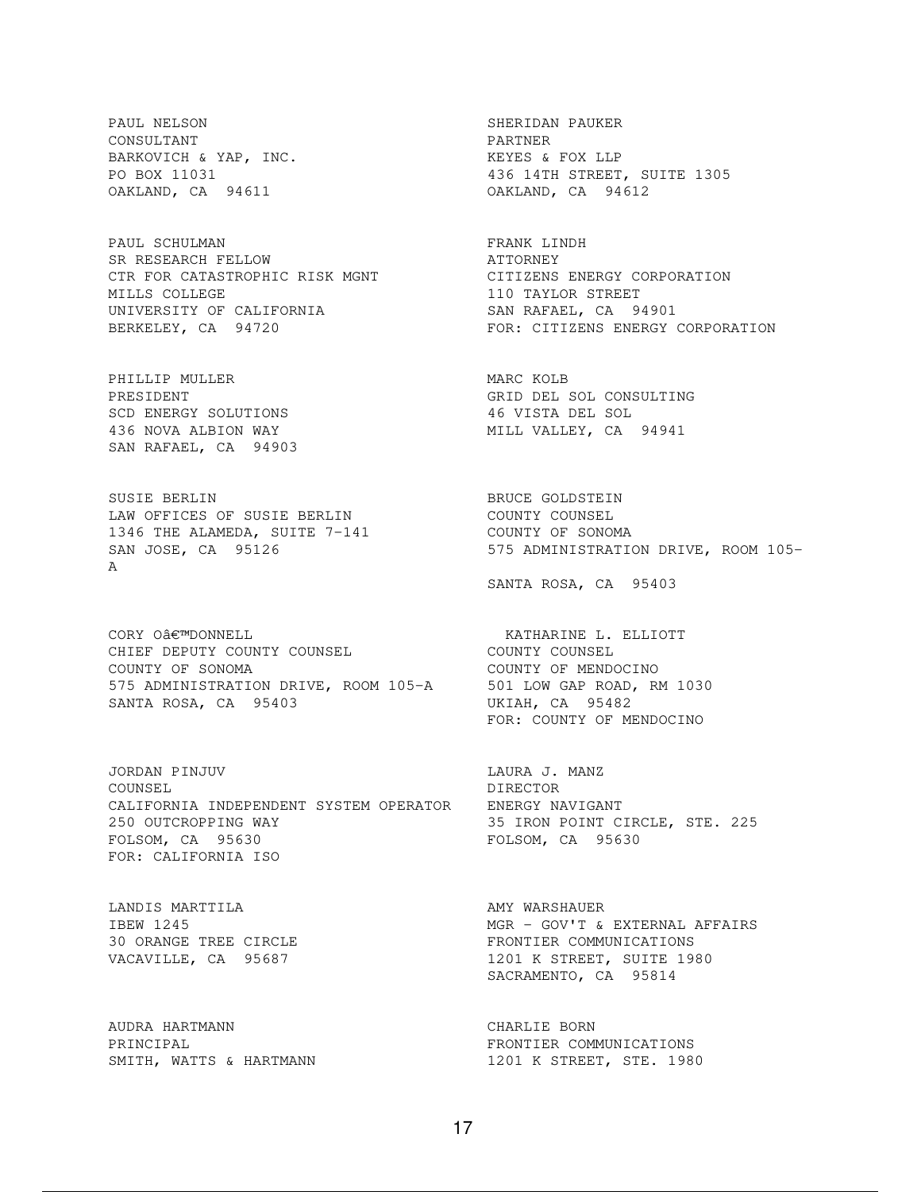PAUL NELSON
CONSULTANT
BARKOVICH & YAP, INC.
PO BOX 11031
OAKLAND, CA 94611

SHERIDAN PAUKER
PARTNER
KEYES & FOX LLP
436 14TH STREET, SUITE 1305
OAKLAND, CA 94612

PAUL SCHULMAN
SR RESEARCH FELLOW
CTR FOR CATASTROPHIC RISK MGNT
MILLS COLLEGE
UNIVERSITY OF CALIFORNIA
BERKELEY, CA 94720

FRANK LINDH
ATTORNEY
CITIZENS ENERGY CORPORATION
110 TAYLOR STREET
SAN RAFAEL, CA 94901
FOR: CITIZENS ENERGY CORPORATION

PHILLIP MULLER
PRESIDENT
SCD ENERGY SOLUTIONS
436 NOVA ALBION WAY
SAN RAFAEL, CA 94903

MARC KOLB
GRID DEL SOL CONSULTING
46 VISTA DEL SOL
MILL VALLEY, CA 94941

SUSIE BERLIN
LAW OFFICES OF SUSIE BERLIN
1346 THE ALAMEDA, SUITE 7-141
SAN JOSE, CA 95126

BRUCE GOLDSTEIN
COUNTY COUNSEL
COUNTY OF SONOMA
575 ADMINISTRATION DRIVE, ROOM 105-A
SANTA ROSA, CA 95403

CORY Oâ€™DONNELL
CHIEF DEPUTY COUNTY COUNSEL
COUNTY OF SONOMA
575 ADMINISTRATION DRIVE, ROOM 105-A
SANTA ROSA, CA 95403

KATHARINE L. ELLIOTT
COUNTY COUNSEL
COUNTY OF MENDOCINO
501 LOW GAP ROAD, RM 1030
UKIAH, CA 95482
FOR: COUNTY OF MENDOCINO

JORDAN PINJUV
COUNSEL
CALIFORNIA INDEPENDENT SYSTEM OPERATOR
250 OUTCROPPING WAY
FOLSOM, CA 95630
FOR: CALIFORNIA ISO

LAURA J. MANZ
DIRECTOR
ENERGY NAVIGANT
35 IRON POINT CIRCLE, STE. 225
FOLSOM, CA 95630

LANDIS MARTTILA
IBEW 1245
30 ORANGE TREE CIRCLE
VACAVILLE, CA 95687

AMY WARSHAUER
MGR - GOV'T & EXTERNAL AFFAIRS
FRONTIER COMMUNICATIONS
1201 K STREET, SUITE 1980
SACRAMENTO, CA 95814

AUDRA HARTMANN
PRINCIPAL
SMITH, WATTS & HARTMANN

CHARLIE BORN
FRONTIER COMMUNICATIONS
1201 K STREET, STE. 1980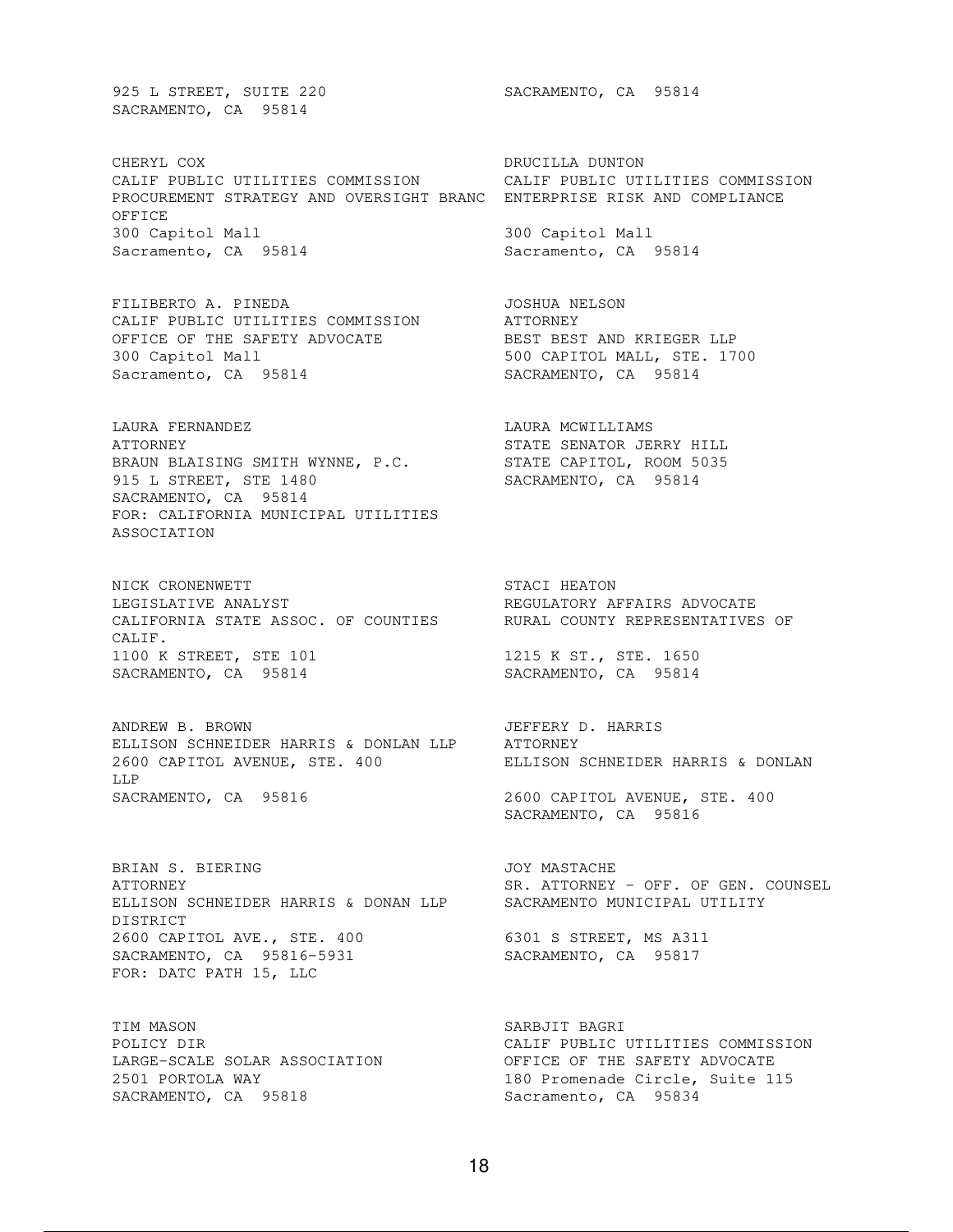925 L STREET, SUITE 220
SACRAMENTO, CA 95814

SACRAMENTO, CA 95814

CHERYL COX
CALIF PUBLIC UTILITIES COMMISSION
PROCUREMENT STRATEGY AND OVERSIGHT BRANC OFFICE
300 Capitol Mall
Sacramento, CA 95814

DRUCILLA DUNTON
CALIF PUBLIC UTILITIES COMMISSION
ENTERPRISE RISK AND COMPLIANCE
300 Capitol Mall
Sacramento, CA 95814

FILIBERTO A. PINEDA
CALIF PUBLIC UTILITIES COMMISSION
OFFICE OF THE SAFETY ADVOCATE
300 Capitol Mall
Sacramento, CA 95814

JOSHUA NELSON
ATTORNEY
BEST BEST AND KRIEGER LLP
500 CAPITOL MALL, STE. 1700
SACRAMENTO, CA 95814

LAURA FERNANDEZ
ATTORNEY
BRAUN BLAISING SMITH WYNNE, P.C.
915 L STREET, STE 1480
SACRAMENTO, CA 95814
FOR: CALIFORNIA MUNICIPAL UTILITIES ASSOCIATION

LAURA MCWILLIAMS
STATE SENATOR JERRY HILL
STATE CAPITOL, ROOM 5035
SACRAMENTO, CA 95814

NICK CRONENWETT
LEGISLATIVE ANALYST
CALIFORNIA STATE ASSOC. OF COUNTIES
1100 K STREET, STE 101
SACRAMENTO, CA 95814

STACI HEATON
REGULATORY AFFAIRS ADVOCATE
RURAL COUNTY REPRESENTATIVES OF CALIF.
1215 K ST., STE. 1650
SACRAMENTO, CA 95814

ANDREW B. BROWN
ELLISON SCHNEIDER HARRIS & DONLAN LLP
2600 CAPITOL AVENUE, STE. 400
SACRAMENTO, CA 95816

JEFFERY D. HARRIS
ATTORNEY
ELLISON SCHNEIDER HARRIS & DONLAN LLP
2600 CAPITOL AVENUE, STE. 400
SACRAMENTO, CA 95816

BRIAN S. BIERING
ATTORNEY
ELLISON SCHNEIDER HARRIS & DONAN LLP
2600 CAPITOL AVE., STE. 400
SACRAMENTO, CA 95816-5931
FOR: DATC PATH 15, LLC

JOY MASTACHE
SR. ATTORNEY - OFF. OF GEN. COUNSEL
SACRAMENTO MUNICIPAL UTILITY DISTRICT
6301 S STREET, MS A311
SACRAMENTO, CA 95817

TIM MASON
POLICY DIR
LARGE-SCALE SOLAR ASSOCIATION
2501 PORTOLA WAY
SACRAMENTO, CA 95818

SARBJIT BAGRI
CALIF PUBLIC UTILITIES COMMISSION
OFFICE OF THE SAFETY ADVOCATE
180 Promenade Circle, Suite 115
Sacramento, CA 95834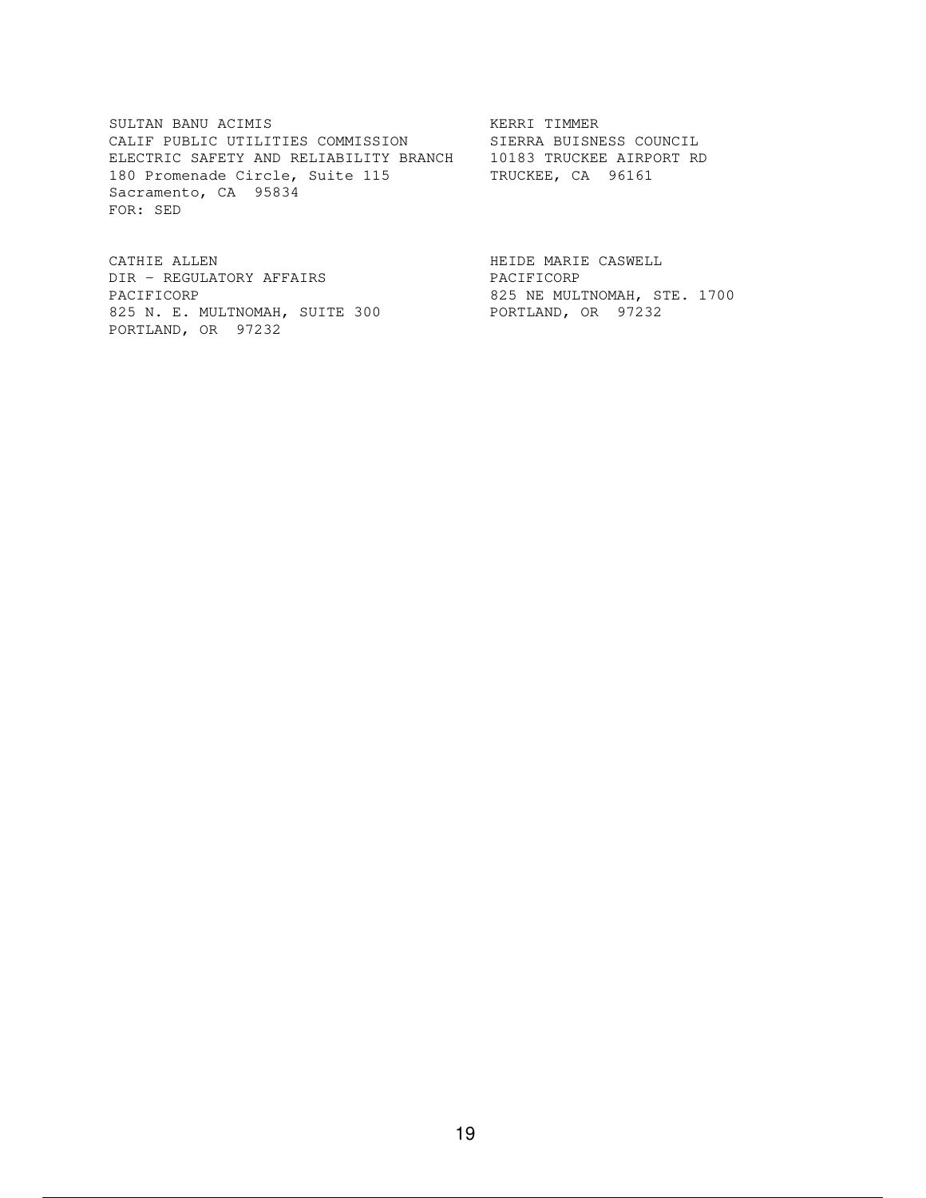SULTAN BANU ACIMIS
CALIF PUBLIC UTILITIES COMMISSION
ELECTRIC SAFETY AND RELIABILITY BRANCH
180 Promenade Circle, Suite 115
Sacramento, CA 95834
FOR: SED

KERRI TIMMER
SIERRA BUISNESS COUNCIL
10183 TRUCKEE AIRPORT RD
TRUCKEE, CA 96161

CATHIE ALLEN
DIR - REGULATORY AFFAIRS
PACIFICORP
825 N. E. MULTNOMAH, SUITE 300
PORTLAND, OR 97232

HEIDE MARIE CASWELL
PACIFICORP
825 NE MULTNOMAH, STE. 1700
PORTLAND, OR 97232